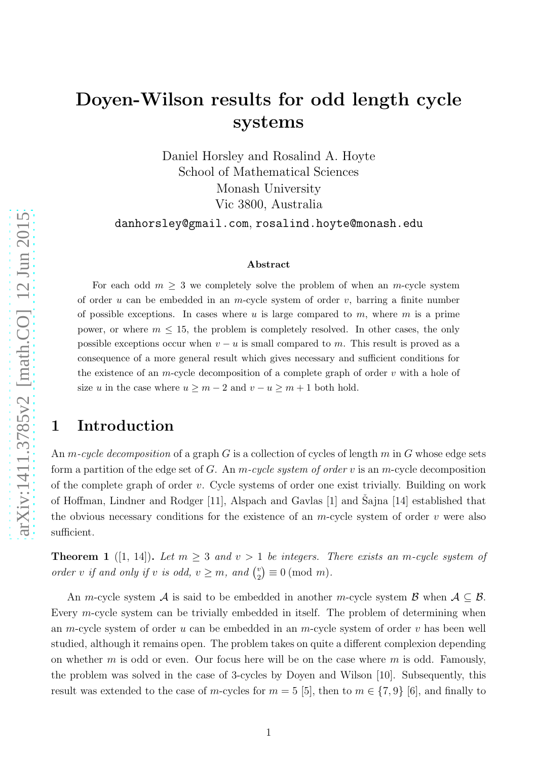# Doyen-Wilson results for odd length cycle systems

Daniel Horsley and Rosalind A. Hoyte
School of Mathematical Sciences
Monash University
Vic 3800, Australia

danhorsley@gmail.com, rosalind.hoyte@monash.edu

### Abstract

For each odd $m \geq 3$ we completely solve the problem of when an $m$-cycle system of order $u$ can be embedded in an $m$-cycle system of order $v$, barring a finite number of possible exceptions. In cases where $u$ is large compared to $m$, where $m$ is a prime power, or where $m \leq 15$, the problem is completely resolved. In other cases, the only possible exceptions occur when $v - u$ is small compared to $m$. This result is proved as a consequence of a more general result which gives necessary and sufficient conditions for the existence of an $m$-cycle decomposition of a complete graph of order $v$ with a hole of size $u$ in the case where $u \geq m - 2$ and $v - u \geq m + 1$ both hold.

## 1 Introduction

An *$m$-cycle decomposition* of a graph $G$ is a collection of cycles of length $m$ in $G$ whose edge sets form a partition of the edge set of $G$. An *$m$-cycle system of order $v$* is an $m$-cycle decomposition of the complete graph of order $v$. Cycle systems of order one exist trivially. Building on work of Hoffman, Lindner and Rodger [11], Alspach and Gavlas [1] and Šajna [14] established that the obvious necessary conditions for the existence of an $m$-cycle system of order $v$ were also sufficient.

**Theorem 1** ([1, 14])**.** *Let $m \geq 3$ and $v > 1$ be integers. There exists an $m$-cycle system of order $v$ if and only if $v$ is odd, $v \geq m$, and $\binom{v}{2} \equiv 0 \pmod{m}$.*

An $m$-cycle system $\mathcal{A}$ is said to be embedded in another $m$-cycle system $\mathcal{B}$ when $\mathcal{A} \subseteq \mathcal{B}$. Every $m$-cycle system can be trivially embedded in itself. The problem of determining when an $m$-cycle system of order $u$ can be embedded in an $m$-cycle system of order $v$ has been well studied, although it remains open. The problem takes on quite a different complexion depending on whether $m$ is odd or even. Our focus here will be on the case where $m$ is odd. Famously, the problem was solved in the case of 3-cycles by Doyen and Wilson [10]. Subsequently, this result was extended to the case of $m$-cycles for $m = 5$ [5], then to $m \in \{7, 9\}$ [6], and finally to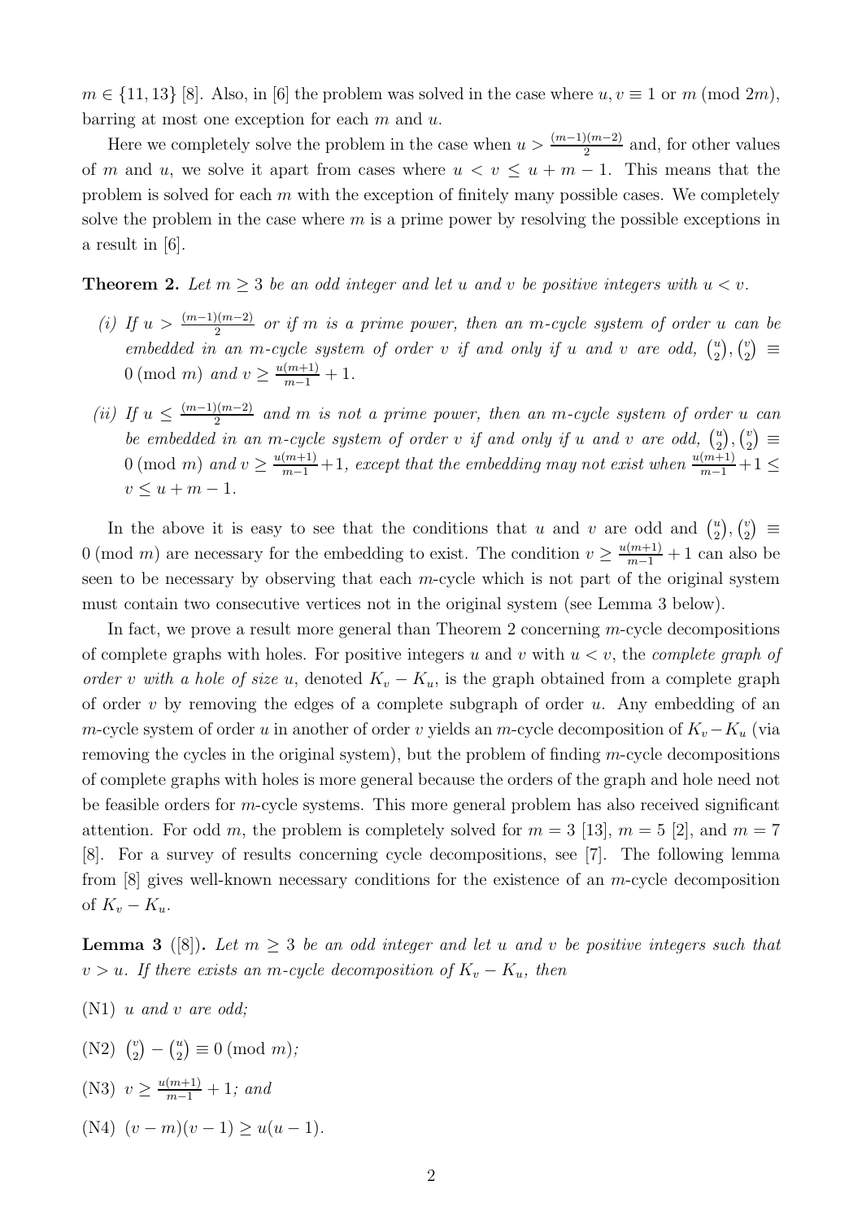$m \in \{11, 13\}$ [8]. Also, in [6] the problem was solved in the case where $u, v \equiv 1$ or $m \pmod{2m}$, barring at most one exception for each $m$ and $u$.

Here we completely solve the problem in the case when $u > \frac{(m-1)(m-2)}{2}$ and, for other values of $m$ and $u$, we solve it apart from cases where $u < v \leq u + m - 1$. This means that the problem is solved for each $m$ with the exception of finitely many possible cases. We completely solve the problem in the case where $m$ is a prime power by resolving the possible exceptions in a result in [6].

**Theorem 2.** *Let $m \geq 3$ be an odd integer and let $u$ and $v$ be positive integers with $u < v$.*

*(i) If $u > \frac{(m-1)(m-2)}{2}$ or if $m$ is a prime power, then an $m$-cycle system of order $u$ can be embedded in an $m$-cycle system of order $v$ if and only if $u$ and $v$ are odd, $\binom{u}{2}, \binom{v}{2} \equiv 0 \pmod{m}$ and $v \geq \frac{u(m+1)}{m-1} + 1$.*

*(ii) If $u \leq \frac{(m-1)(m-2)}{2}$ and $m$ is not a prime power, then an $m$-cycle system of order $u$ can be embedded in an $m$-cycle system of order $v$ if and only if $u$ and $v$ are odd, $\binom{u}{2}, \binom{v}{2} \equiv 0 \pmod{m}$ and $v \geq \frac{u(m+1)}{m-1} + 1$, except that the embedding may not exist when $\frac{u(m+1)}{m-1} + 1 \leq v \leq u + m - 1$.*

In the above it is easy to see that the conditions that $u$ and $v$ are odd and $\binom{u}{2}, \binom{v}{2} \equiv 0 \pmod{m}$ are necessary for the embedding to exist. The condition $v \geq \frac{u(m+1)}{m-1} + 1$ can also be seen to be necessary by observing that each $m$-cycle which is not part of the original system must contain two consecutive vertices not in the original system (see Lemma 3 below).

In fact, we prove a result more general than Theorem 2 concerning $m$-cycle decompositions of complete graphs with holes. For positive integers $u$ and $v$ with $u < v$, the *complete graph of order $v$ with a hole of size $u$*, denoted $K_v - K_u$, is the graph obtained from a complete graph of order $v$ by removing the edges of a complete subgraph of order $u$. Any embedding of an $m$-cycle system of order $u$ in another of order $v$ yields an $m$-cycle decomposition of $K_v - K_u$ (via removing the cycles in the original system), but the problem of finding $m$-cycle decompositions of complete graphs with holes is more general because the orders of the graph and hole need not be feasible orders for $m$-cycle systems. This more general problem has also received significant attention. For odd $m$, the problem is completely solved for $m = 3$ [13], $m = 5$ [2], and $m = 7$ [8]. For a survey of results concerning cycle decompositions, see [7]. The following lemma from [8] gives well-known necessary conditions for the existence of an $m$-cycle decomposition of $K_v - K_u$.

**Lemma 3** ([8])**.** *Let $m \geq 3$ be an odd integer and let $u$ and $v$ be positive integers such that $v > u$. If there exists an $m$-cycle decomposition of $K_v - K_u$, then*

(N1) *$u$ and $v$ are odd;*

(N2) *$\binom{v}{2} - \binom{u}{2} \equiv 0 \pmod{m}$;*

(N3) *$v \geq \frac{u(m+1)}{m-1} + 1$; and*

(N4) *$(v - m)(v - 1) \geq u(u - 1)$.*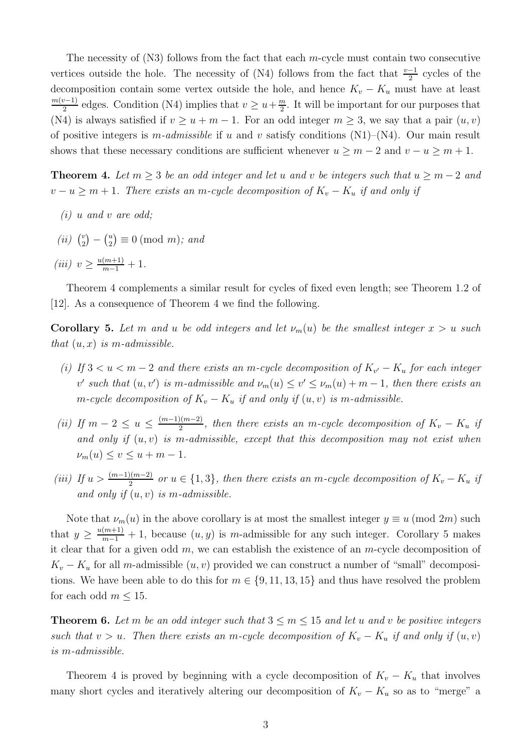The necessity of (N3) follows from the fact that each $m$-cycle must contain two consecutive vertices outside the hole. The necessity of (N4) follows from the fact that $\frac{v-1}{2}$ cycles of the decomposition contain some vertex outside the hole, and hence $K_v - K_u$ must have at least $\frac{m(v-1)}{2}$ edges. Condition (N4) implies that $v \geq u + \frac{m}{2}$. It will be important for our purposes that (N4) is always satisfied if $v \geq u + m - 1$. For an odd integer $m \geq 3$, we say that a pair $(u, v)$ of positive integers is *$m$-admissible* if $u$ and $v$ satisfy conditions (N1)–(N4). Our main result shows that these necessary conditions are sufficient whenever $u \geq m-2$ and $v - u \geq m+1$.

**Theorem 4.** *Let $m \geq 3$ be an odd integer and let $u$ and $v$ be integers such that $u \geq m-2$ and $v - u \geq m+1$. There exists an $m$-cycle decomposition of $K_v - K_u$ if and only if*

*(i) $u$ and $v$ are odd;*

*(ii) $\binom{v}{2} - \binom{u}{2} \equiv 0 \pmod{m}$; and*

*(iii) $v \geq \frac{u(m+1)}{m-1} + 1$.*

Theorem 4 complements a similar result for cycles of fixed even length; see Theorem 1.2 of [12]. As a consequence of Theorem 4 we find the following.

**Corollary 5.** *Let $m$ and $u$ be odd integers and let $\nu_m(u)$ be the smallest integer $x > u$ such that $(u, x)$ is $m$-admissible.*

*(i) If $3 < u < m-2$ and there exists an $m$-cycle decomposition of $K_{v'} - K_u$ for each integer $v'$ such that $(u, v')$ is $m$-admissible and $\nu_m(u) \leq v' \leq \nu_m(u) + m - 1$, then there exists an $m$-cycle decomposition of $K_v - K_u$ if and only if $(u, v)$ is $m$-admissible.*

*(ii) If $m - 2 \leq u \leq \frac{(m-1)(m-2)}{2}$, then there exists an $m$-cycle decomposition of $K_v - K_u$ if and only if $(u, v)$ is $m$-admissible, except that this decomposition may not exist when $\nu_m(u) \leq v \leq u + m - 1$.*

*(iii) If $u > \frac{(m-1)(m-2)}{2}$ or $u \in \{1, 3\}$, then there exists an $m$-cycle decomposition of $K_v - K_u$ if and only if $(u, v)$ is $m$-admissible.*

Note that $\nu_m(u)$ in the above corollary is at most the smallest integer $y \equiv u \pmod{2m}$ such that $y \geq \frac{u(m+1)}{m-1} + 1$, because $(u, y)$ is $m$-admissible for any such integer. Corollary 5 makes it clear that for a given odd $m$, we can establish the existence of an $m$-cycle decomposition of $K_v - K_u$ for all $m$-admissible $(u, v)$ provided we can construct a number of "small" decompositions. We have been able to do this for $m \in \{9, 11, 13, 15\}$ and thus have resolved the problem for each odd $m \leq 15$.

**Theorem 6.** *Let $m$ be an odd integer such that $3 \leq m \leq 15$ and let $u$ and $v$ be positive integers such that $v > u$. Then there exists an $m$-cycle decomposition of $K_v - K_u$ if and only if $(u, v)$ is $m$-admissible.*

Theorem 4 is proved by beginning with a cycle decomposition of $K_v - K_u$ that involves many short cycles and iteratively altering our decomposition of $K_v - K_u$ so as to "merge" a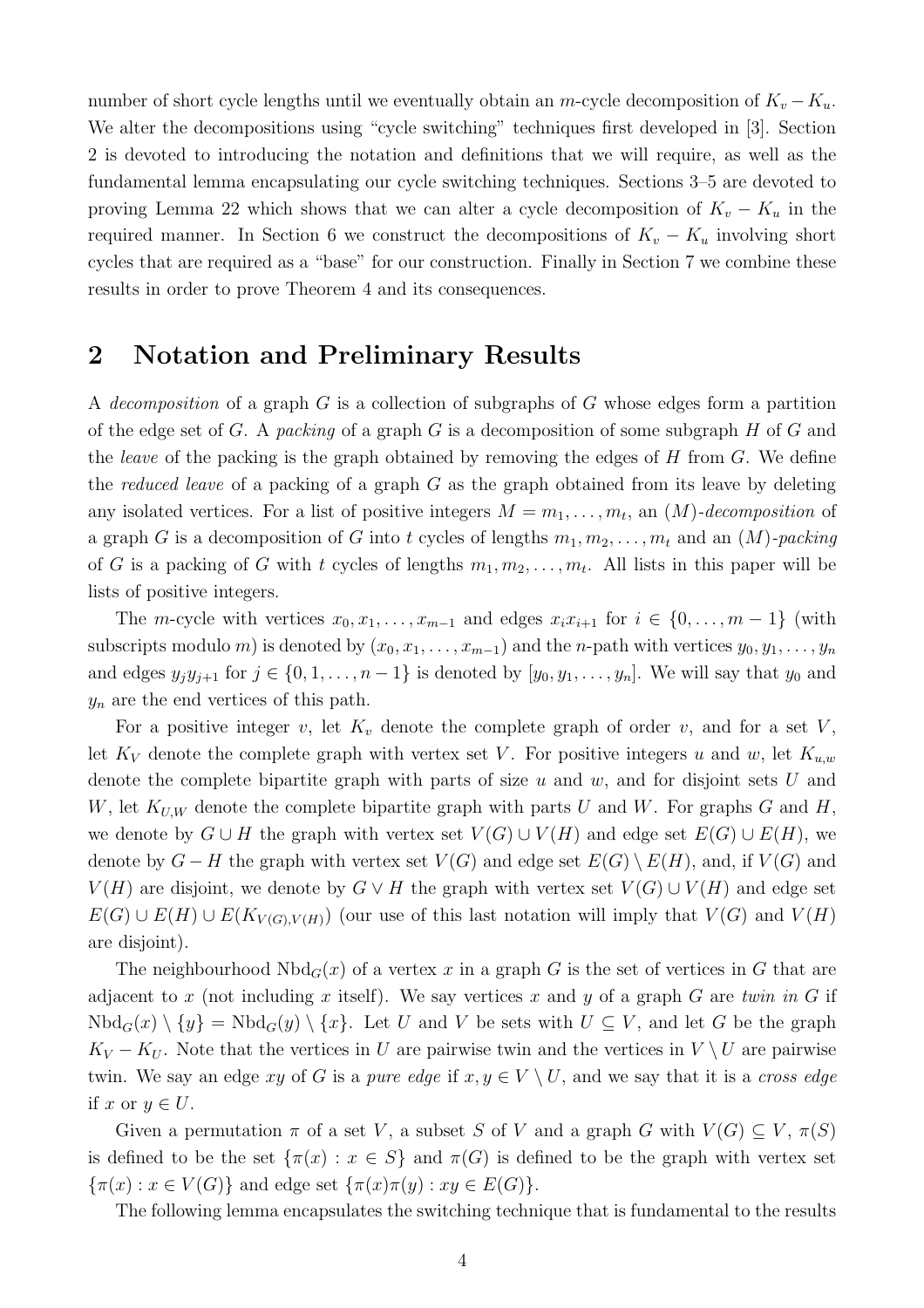number of short cycle lengths until we eventually obtain an $m$-cycle decomposition of $K_v - K_u$. We alter the decompositions using "cycle switching" techniques first developed in [3]. Section 2 is devoted to introducing the notation and definitions that we will require, as well as the fundamental lemma encapsulating our cycle switching techniques. Sections 3–5 are devoted to proving Lemma 22 which shows that we can alter a cycle decomposition of $K_v - K_u$ in the required manner. In Section 6 we construct the decompositions of $K_v - K_u$ involving short cycles that are required as a "base" for our construction. Finally in Section 7 we combine these results in order to prove Theorem 4 and its consequences.

## 2 Notation and Preliminary Results

A *decomposition* of a graph $G$ is a collection of subgraphs of $G$ whose edges form a partition of the edge set of $G$. A *packing* of a graph $G$ is a decomposition of some subgraph $H$ of $G$ and the *leave* of the packing is the graph obtained by removing the edges of $H$ from $G$. We define the *reduced leave* of a packing of a graph $G$ as the graph obtained from its leave by deleting any isolated vertices. For a list of positive integers $M = m_1, \ldots, m_t$, an $(M)$-*decomposition* of a graph $G$ is a decomposition of $G$ into $t$ cycles of lengths $m_1, m_2, \ldots, m_t$ and an $(M)$-*packing* of $G$ is a packing of $G$ with $t$ cycles of lengths $m_1, m_2, \ldots, m_t$. All lists in this paper will be lists of positive integers.

The $m$-cycle with vertices $x_0, x_1, \ldots, x_{m-1}$ and edges $x_i x_{i+1}$ for $i \in \{0, \ldots, m-1\}$ (with subscripts modulo $m$) is denoted by $(x_0, x_1, \ldots, x_{m-1})$ and the $n$-path with vertices $y_0, y_1, \ldots, y_n$ and edges $y_j y_{j+1}$ for $j \in \{0, 1, \ldots, n-1\}$ is denoted by $[y_0, y_1, \ldots, y_n]$. We will say that $y_0$ and $y_n$ are the end vertices of this path.

For a positive integer $v$, let $K_v$ denote the complete graph of order $v$, and for a set $V$, let $K_V$ denote the complete graph with vertex set $V$. For positive integers $u$ and $w$, let $K_{u,w}$ denote the complete bipartite graph with parts of size $u$ and $w$, and for disjoint sets $U$ and $W$, let $K_{U,W}$ denote the complete bipartite graph with parts $U$ and $W$. For graphs $G$ and $H$, we denote by $G \cup H$ the graph with vertex set $V(G) \cup V(H)$ and edge set $E(G) \cup E(H)$, we denote by $G - H$ the graph with vertex set $V(G)$ and edge set $E(G) \setminus E(H)$, and, if $V(G)$ and $V(H)$ are disjoint, we denote by $G \vee H$ the graph with vertex set $V(G) \cup V(H)$ and edge set $E(G) \cup E(H) \cup E(K_{V(G),V(H)})$ (our use of this last notation will imply that $V(G)$ and $V(H)$ are disjoint).

The neighbourhood $\mathrm{Nbd}_G(x)$ of a vertex $x$ in a graph $G$ is the set of vertices in $G$ that are adjacent to $x$ (not including $x$ itself). We say vertices $x$ and $y$ of a graph $G$ are *twin in* $G$ if $\mathrm{Nbd}_G(x) \setminus \{y\} = \mathrm{Nbd}_G(y) \setminus \{x\}$. Let $U$ and $V$ be sets with $U \subseteq V$, and let $G$ be the graph $K_V - K_U$. Note that the vertices in $U$ are pairwise twin and the vertices in $V \setminus U$ are pairwise twin. We say an edge $xy$ of $G$ is a *pure edge* if $x, y \in V \setminus U$, and we say that it is a *cross edge* if $x$ or $y \in U$.

Given a permutation $\pi$ of a set $V$, a subset $S$ of $V$ and a graph $G$ with $V(G) \subseteq V$, $\pi(S)$ is defined to be the set $\{\pi(x) : x \in S\}$ and $\pi(G)$ is defined to be the graph with vertex set $\{\pi(x) : x \in V(G)\}$ and edge set $\{\pi(x)\pi(y) : xy \in E(G)\}$.

The following lemma encapsulates the switching technique that is fundamental to the results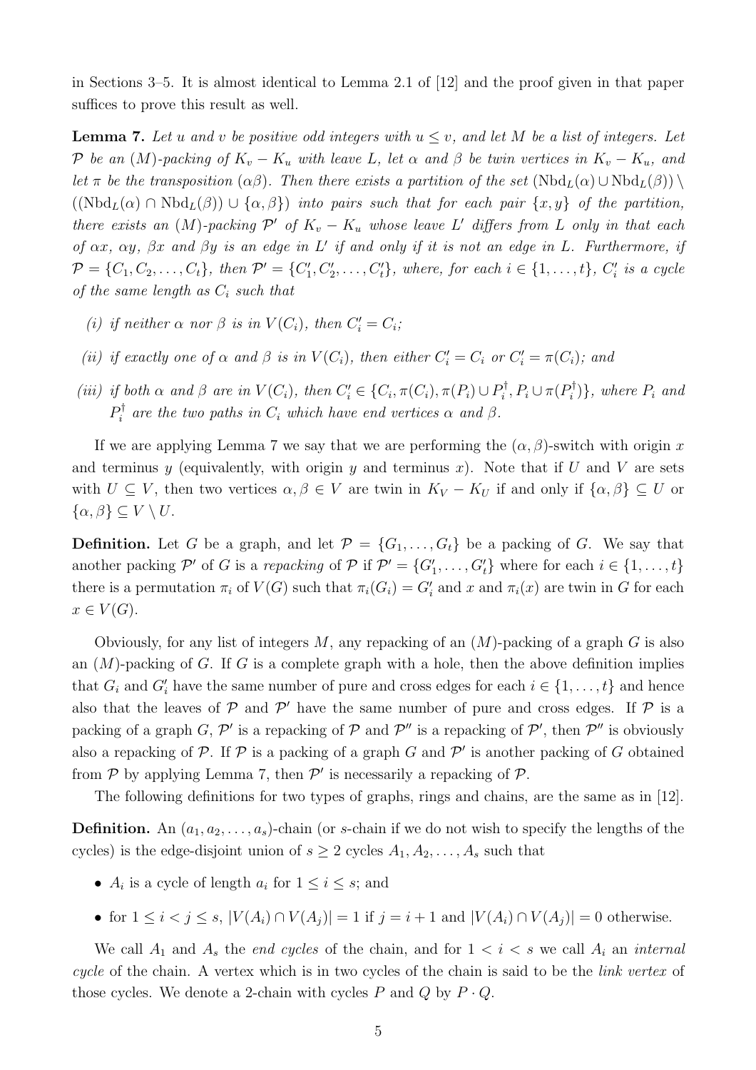in Sections 3–5. It is almost identical to Lemma 2.1 of [12] and the proof given in that paper suffices to prove this result as well.

**Lemma 7.** *Let $u$ and $v$ be positive odd integers with $u \leq v$, and let $M$ be a list of integers. Let $\mathcal{P}$ be an $(M)$-packing of $K_v - K_u$ with leave $L$, let $\alpha$ and $\beta$ be twin vertices in $K_v - K_u$, and let $\pi$ be the transposition $(\alpha\beta)$. Then there exists a partition of the set $(\mathrm{Nbd}_L(\alpha) \cup \mathrm{Nbd}_L(\beta)) \setminus ((\mathrm{Nbd}_L(\alpha) \cap \mathrm{Nbd}_L(\beta)) \cup \{\alpha, \beta\})$ into pairs such that for each pair $\{x, y\}$ of the partition, there exists an $(M)$-packing $\mathcal{P}'$ of $K_v - K_u$ whose leave $L'$ differs from $L$ only in that each of $\alpha x$, $\alpha y$, $\beta x$ and $\beta y$ is an edge in $L'$ if and only if it is not an edge in $L$. Furthermore, if $\mathcal{P} = \{C_1, C_2, \ldots, C_t\}$, then $\mathcal{P}' = \{C'_1, C'_2, \ldots, C'_t\}$, where, for each $i \in \{1, \ldots, t\}$, $C'_i$ is a cycle of the same length as $C_i$ such that*

- *(i) if neither $\alpha$ nor $\beta$ is in $V(C_i)$, then $C'_i = C_i$;*
- *(ii) if exactly one of $\alpha$ and $\beta$ is in $V(C_i)$, then either $C'_i = C_i$ or $C'_i = \pi(C_i)$; and*
- *(iii) if both $\alpha$ and $\beta$ are in $V(C_i)$, then $C'_i \in \{C_i, \pi(C_i), \pi(P_i) \cup P_i^\dagger, P_i \cup \pi(P_i^\dagger)\}$, where $P_i$ and $P_i^\dagger$ are the two paths in $C_i$ which have end vertices $\alpha$ and $\beta$.*

If we are applying Lemma 7 we say that we are performing the $(\alpha, \beta)$-switch with origin $x$ and terminus $y$ (equivalently, with origin $y$ and terminus $x$). Note that if $U$ and $V$ are sets with $U \subseteq V$, then two vertices $\alpha, \beta \in V$ are twin in $K_V - K_U$ if and only if $\{\alpha, \beta\} \subseteq U$ or $\{\alpha, \beta\} \subseteq V \setminus U$.

**Definition.** Let $G$ be a graph, and let $\mathcal{P} = \{G_1, \ldots, G_t\}$ be a packing of $G$. We say that another packing $\mathcal{P}'$ of $G$ is a *repacking* of $\mathcal{P}$ if $\mathcal{P}' = \{G'_1, \ldots, G'_t\}$ where for each $i \in \{1, \ldots, t\}$ there is a permutation $\pi_i$ of $V(G)$ such that $\pi_i(G_i) = G'_i$ and $x$ and $\pi_i(x)$ are twin in $G$ for each $x \in V(G)$.

Obviously, for any list of integers $M$, any repacking of an $(M)$-packing of a graph $G$ is also an $(M)$-packing of $G$. If $G$ is a complete graph with a hole, then the above definition implies that $G_i$ and $G'_i$ have the same number of pure and cross edges for each $i \in \{1, \ldots, t\}$ and hence also that the leaves of $\mathcal{P}$ and $\mathcal{P}'$ have the same number of pure and cross edges. If $\mathcal{P}$ is a packing of a graph $G$, $\mathcal{P}'$ is a repacking of $\mathcal{P}$ and $\mathcal{P}''$ is a repacking of $\mathcal{P}'$, then $\mathcal{P}''$ is obviously also a repacking of $\mathcal{P}$. If $\mathcal{P}$ is a packing of a graph $G$ and $\mathcal{P}'$ is another packing of $G$ obtained from $\mathcal{P}$ by applying Lemma 7, then $\mathcal{P}'$ is necessarily a repacking of $\mathcal{P}$.

The following definitions for two types of graphs, rings and chains, are the same as in [12].

**Definition.** An $(a_1, a_2, \ldots, a_s)$-chain (or $s$-chain if we do not wish to specify the lengths of the cycles) is the edge-disjoint union of $s \geq 2$ cycles $A_1, A_2, \ldots, A_s$ such that

- $A_i$ is a cycle of length $a_i$ for $1 \leq i \leq s$; and
- for $1 \leq i < j \leq s$, $|V(A_i) \cap V(A_j)| = 1$ if $j = i + 1$ and $|V(A_i) \cap V(A_j)| = 0$ otherwise.

We call $A_1$ and $A_s$ the *end cycles* of the chain, and for $1 < i < s$ we call $A_i$ an *internal cycle* of the chain. A vertex which is in two cycles of the chain is said to be the *link vertex* of those cycles. We denote a 2-chain with cycles $P$ and $Q$ by $P \cdot Q$.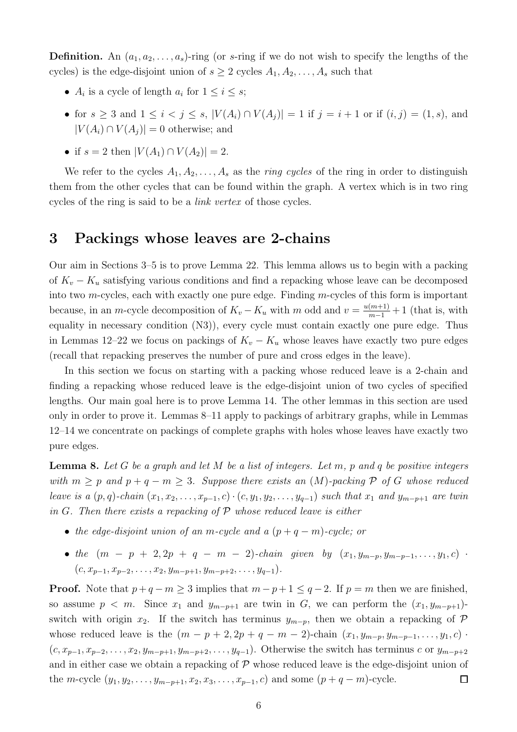**Definition.** An $(a_1, a_2, \ldots, a_s)$-ring (or $s$-ring if we do not wish to specify the lengths of the cycles) is the edge-disjoint union of $s \geq 2$ cycles $A_1, A_2, \ldots, A_s$ such that

- $A_i$ is a cycle of length $a_i$ for $1 \leq i \leq s$;
- for $s \geq 3$ and $1 \leq i < j \leq s$, $|V(A_i) \cap V(A_j)| = 1$ if $j = i + 1$ or if $(i, j) = (1, s)$, and $|V(A_i) \cap V(A_j)| = 0$ otherwise; and
- if $s = 2$ then $|V(A_1) \cap V(A_2)| = 2$.

We refer to the cycles $A_1, A_2, \ldots, A_s$ as the *ring cycles* of the ring in order to distinguish them from the other cycles that can be found within the graph. A vertex which is in two ring cycles of the ring is said to be a *link vertex* of those cycles.

## 3 Packings whose leaves are 2-chains

Our aim in Sections 3–5 is to prove Lemma 22. This lemma allows us to begin with a packing of $K_v - K_u$ satisfying various conditions and find a repacking whose leave can be decomposed into two $m$-cycles, each with exactly one pure edge. Finding $m$-cycles of this form is important because, in an $m$-cycle decomposition of $K_v - K_u$ with $m$ odd and $v = \frac{u(m+1)}{m-1} + 1$ (that is, with equality in necessary condition (N3)), every cycle must contain exactly one pure edge. Thus in Lemmas 12–22 we focus on packings of $K_v - K_u$ whose leaves have exactly two pure edges (recall that repacking preserves the number of pure and cross edges in the leave).

In this section we focus on starting with a packing whose reduced leave is a 2-chain and finding a repacking whose reduced leave is the edge-disjoint union of two cycles of specified lengths. Our main goal here is to prove Lemma 14. The other lemmas in this section are used only in order to prove it. Lemmas 8–11 apply to packings of arbitrary graphs, while in Lemmas 12–14 we concentrate on packings of complete graphs with holes whose leaves have exactly two pure edges.

**Lemma 8.** *Let $G$ be a graph and let $M$ be a list of integers. Let $m$, $p$ and $q$ be positive integers with $m \geq p$ and $p + q - m \geq 3$. Suppose there exists an $(M)$-packing $\mathcal{P}$ of $G$ whose reduced leave is a $(p, q)$-chain $(x_1, x_2, \ldots, x_{p-1}, c) \cdot (c, y_1, y_2, \ldots, y_{q-1})$ such that $x_1$ and $y_{m-p+1}$ are twin in $G$. Then there exists a repacking of $\mathcal{P}$ whose reduced leave is either*

- *the edge-disjoint union of an $m$-cycle and a $(p + q - m)$-cycle; or*
- *the $(m - p + 2, 2p + q - m - 2)$-chain given by $(x_1, y_{m-p}, y_{m-p-1}, \ldots, y_1, c) \cdot (c, x_{p-1}, x_{p-2}, \ldots, x_2, y_{m-p+1}, y_{m-p+2}, \ldots, y_{q-1})$.*

**Proof.** Note that $p + q - m \geq 3$ implies that $m - p + 1 \leq q - 2$. If $p = m$ then we are finished, so assume $p < m$. Since $x_1$ and $y_{m-p+1}$ are twin in $G$, we can perform the $(x_1, y_{m-p+1})$-switch with origin $x_2$. If the switch has terminus $y_{m-p}$, then we obtain a repacking of $\mathcal{P}$ whose reduced leave is the $(m - p + 2, 2p + q - m - 2)$-chain $(x_1, y_{m-p}, y_{m-p-1}, \ldots, y_1, c) \cdot (c, x_{p-1}, x_{p-2}, \ldots, x_2, y_{m-p+1}, y_{m-p+2}, \ldots, y_{q-1})$. Otherwise the switch has terminus $c$ or $y_{m-p+2}$ and in either case we obtain a repacking of $\mathcal{P}$ whose reduced leave is the edge-disjoint union of the $m$-cycle $(y_1, y_2, \ldots, y_{m-p+1}, x_2, x_3, \ldots, x_{p-1}, c)$ and some $(p + q - m)$-cycle. $\square$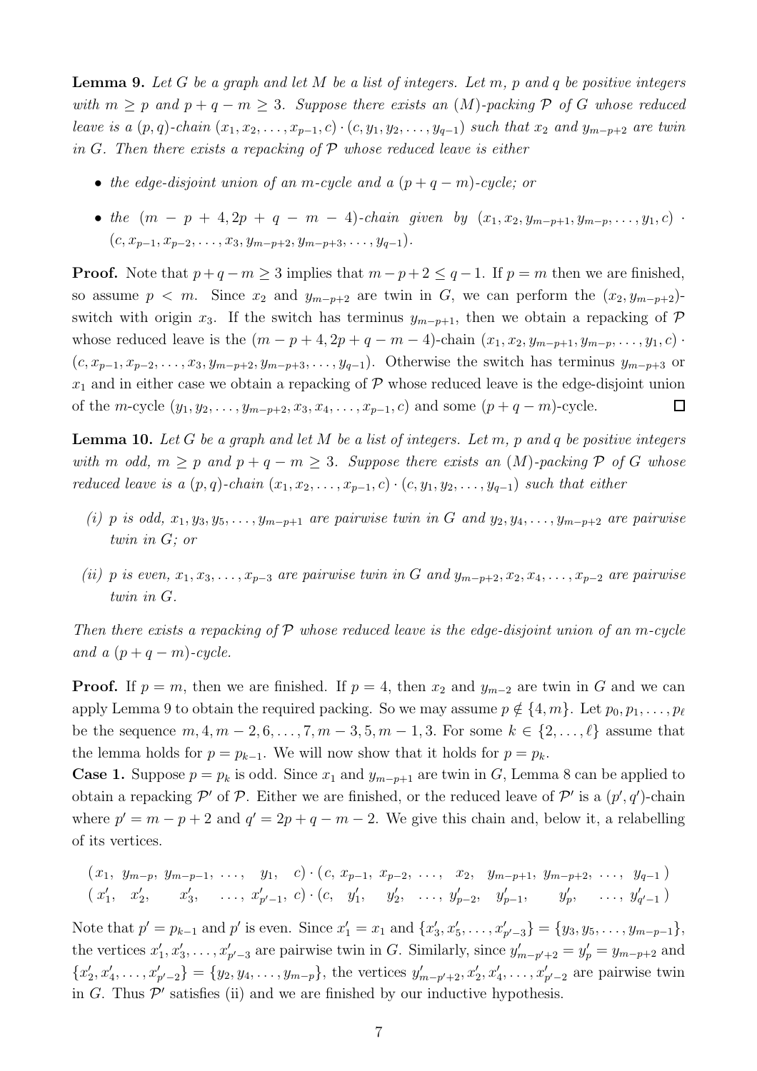**Lemma 9.** *Let $G$ be a graph and let $M$ be a list of integers. Let $m$, $p$ and $q$ be positive integers with $m \geq p$ and $p+q-m \geq 3$. Suppose there exists an $(M)$-packing $\mathcal{P}$ of $G$ whose reduced leave is a $(p,q)$-chain $(x_1, x_2, \ldots, x_{p-1}, c) \cdot (c, y_1, y_2, \ldots, y_{q-1})$ such that $x_2$ and $y_{m-p+2}$ are twin in $G$. Then there exists a repacking of $\mathcal{P}$ whose reduced leave is either*

- *the edge-disjoint union of an $m$-cycle and a $(p+q-m)$-cycle; or*
- *the $(m-p+4, 2p+q-m-4)$-chain given by $(x_1, x_2, y_{m-p+1}, y_{m-p}, \ldots, y_1, c) \cdot (c, x_{p-1}, x_{p-2}, \ldots, x_3, y_{m-p+2}, y_{m-p+3}, \ldots, y_{q-1})$.*

**Proof.** Note that $p+q-m \geq 3$ implies that $m-p+2 \leq q-1$. If $p = m$ then we are finished, so assume $p < m$. Since $x_2$ and $y_{m-p+2}$ are twin in $G$, we can perform the $(x_2, y_{m-p+2})$-switch with origin $x_3$. If the switch has terminus $y_{m-p+1}$, then we obtain a repacking of $\mathcal{P}$ whose reduced leave is the $(m-p+4, 2p+q-m-4)$-chain $(x_1, x_2, y_{m-p+1}, y_{m-p}, \ldots, y_1, c) \cdot (c, x_{p-1}, x_{p-2}, \ldots, x_3, y_{m-p+2}, y_{m-p+3}, \ldots, y_{q-1})$. Otherwise the switch has terminus $y_{m-p+3}$ or $x_1$ and in either case we obtain a repacking of $\mathcal{P}$ whose reduced leave is the edge-disjoint union of the $m$-cycle $(y_1, y_2, \ldots, y_{m-p+2}, x_3, x_4, \ldots, x_{p-1}, c)$ and some $(p+q-m)$-cycle. $\square$

**Lemma 10.** *Let $G$ be a graph and let $M$ be a list of integers. Let $m$, $p$ and $q$ be positive integers with $m$ odd, $m \geq p$ and $p+q-m \geq 3$. Suppose there exists an $(M)$-packing $\mathcal{P}$ of $G$ whose reduced leave is a $(p,q)$-chain $(x_1, x_2, \ldots, x_{p-1}, c) \cdot (c, y_1, y_2, \ldots, y_{q-1})$ such that either*

*(i) $p$ is odd, $x_1, y_3, y_5, \ldots, y_{m-p+1}$ are pairwise twin in $G$ and $y_2, y_4, \ldots, y_{m-p+2}$ are pairwise twin in $G$; or*

*(ii) $p$ is even, $x_1, x_3, \ldots, x_{p-3}$ are pairwise twin in $G$ and $y_{m-p+2}, x_2, x_4, \ldots, x_{p-2}$ are pairwise twin in $G$.*

*Then there exists a repacking of $\mathcal{P}$ whose reduced leave is the edge-disjoint union of an $m$-cycle and a $(p+q-m)$-cycle.*

**Proof.** If $p = m$, then we are finished. If $p = 4$, then $x_2$ and $y_{m-2}$ are twin in $G$ and we can apply Lemma 9 to obtain the required packing. So we may assume $p \notin \{4, m\}$. Let $p_0, p_1, \ldots, p_\ell$ be the sequence $m, 4, m-2, 6, \ldots, 7, m-3, 5, m-1, 3$. For some $k \in \{2, \ldots, \ell\}$ assume that the lemma holds for $p = p_{k-1}$. We will now show that it holds for $p = p_k$.

**Case 1.** Suppose $p = p_k$ is odd. Since $x_1$ and $y_{m-p+1}$ are twin in $G$, Lemma 8 can be applied to obtain a repacking $\mathcal{P}'$ of $\mathcal{P}$. Either we are finished, or the reduced leave of $\mathcal{P}'$ is a $(p', q')$-chain where $p' = m-p+2$ and $q' = 2p+q-m-2$. We give this chain and, below it, a relabelling of its vertices.

$$
\begin{array}{l}
(x_1,\ y_{m-p},\ y_{m-p-1},\ \ldots,\ \ y_1,\ \ c) \cdot (c,\ x_{p-1},\ x_{p-2},\ \ldots,\ \ x_2,\ \ y_{m-p+1},\ y_{m-p+2},\ \ldots,\ \ y_{q-1}\ ) \\
(\,x'_1,\ \ x'_2,\ \ \ \ \ \ x'_3,\ \ \ \ \ \ldots,\ x'_{p'-1},\ c) \cdot (c,\ \ y'_1,\ \ \ \ y'_2,\ \ \ldots,\ y'_{p-2},\ \ y'_{p-1},\ \ \ \ \ \ y'_p,\ \ \ \ \ \ldots,\ y'_{q'-1}\,)
\end{array}
$$

Note that $p' = p_{k-1}$ and $p'$ is even. Since $x'_1 = x_1$ and $\{x'_3, x'_5, \ldots, x'_{p'-3}\} = \{y_3, y_5, \ldots, y_{m-p-1}\}$, the vertices $x'_1, x'_3, \ldots, x'_{p'-3}$ are pairwise twin in $G$. Similarly, since $y'_{m-p'+2} = y'_p = y_{m-p+2}$ and $\{x'_2, x'_4, \ldots, x'_{p'-2}\} = \{y_2, y_4, \ldots, y_{m-p}\}$, the vertices $y'_{m-p'+2}, x'_2, x'_4, \ldots, x'_{p'-2}$ are pairwise twin in $G$. Thus $\mathcal{P}'$ satisfies (ii) and we are finished by our inductive hypothesis.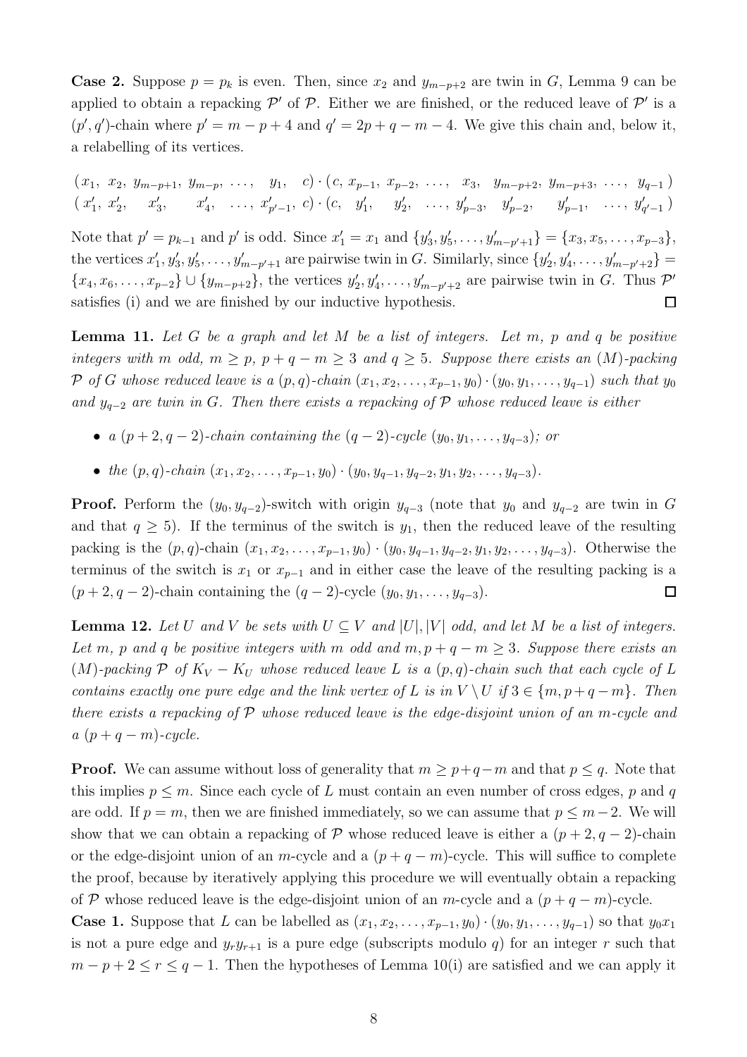**Case 2.** Suppose $p = p_k$ is even. Then, since $x_2$ and $y_{m-p+2}$ are twin in $G$, Lemma 9 can be applied to obtain a repacking $\mathcal{P}'$ of $\mathcal{P}$. Either we are finished, or the reduced leave of $\mathcal{P}'$ is a $(p', q')$-chain where $p' = m - p + 4$ and $q' = 2p + q - m - 4$. We give this chain and, below it, a relabelling of its vertices.

$$
\begin{array}{l}
(x_1,\ x_2,\ y_{m-p+1},\ y_{m-p},\ \ldots,\ \ y_1,\ \ c) \cdot (c,\ x_{p-1},\ x_{p-2},\ \ldots,\ \ x_3,\ \ y_{m-p+2},\ y_{m-p+3},\ \ldots,\ y_{q-1}) \\
(x'_1,\ x'_2,\ \ \ x'_3,\ \ \ \ x'_4,\ \ \ldots,\ x'_{p'-1},\ c) \cdot (c,\ \ y'_1,\ \ \ y'_2,\ \ \ldots,\ y'_{p-3},\ \ y'_{p-2},\ \ \ \ y'_{p-1},\ \ \ldots,\ y'_{q'-1})
\end{array}
$$

Note that $p' = p_{k-1}$ and $p'$ is odd. Since $x'_1 = x_1$ and $\{y'_3, y'_5, \ldots, y'_{m-p'+1}\} = \{x_3, x_5, \ldots, x_{p-3}\}$, the vertices $x'_1, y'_3, y'_5, \ldots, y'_{m-p'+1}$ are pairwise twin in $G$. Similarly, since $\{y'_2, y'_4, \ldots, y'_{m-p'+2}\} = \{x_4, x_6, \ldots, x_{p-2}\} \cup \{y_{m-p+2}\}$, the vertices $y'_2, y'_4, \ldots, y'_{m-p'+2}$ are pairwise twin in $G$. Thus $\mathcal{P}'$ satisfies (i) and we are finished by our inductive hypothesis. $\square$

**Lemma 11.** *Let $G$ be a graph and let $M$ be a list of integers. Let $m$, $p$ and $q$ be positive integers with $m$ odd, $m \geq p$, $p + q - m \geq 3$ and $q \geq 5$. Suppose there exists an $(M)$-packing $\mathcal{P}$ of $G$ whose reduced leave is a $(p, q)$-chain $(x_1, x_2, \ldots, x_{p-1}, y_0) \cdot (y_0, y_1, \ldots, y_{q-1})$ such that $y_0$ and $y_{q-2}$ are twin in $G$. Then there exists a repacking of $\mathcal{P}$ whose reduced leave is either*

- *a $(p + 2, q - 2)$-chain containing the $(q - 2)$-cycle $(y_0, y_1, \ldots, y_{q-3})$; or*
- *the $(p, q)$-chain $(x_1, x_2, \ldots, x_{p-1}, y_0) \cdot (y_0, y_{q-1}, y_{q-2}, y_1, y_2, \ldots, y_{q-3})$.*

**Proof.** Perform the $(y_0, y_{q-2})$-switch with origin $y_{q-3}$ (note that $y_0$ and $y_{q-2}$ are twin in $G$ and that $q \geq 5$). If the terminus of the switch is $y_1$, then the reduced leave of the resulting packing is the $(p, q)$-chain $(x_1, x_2, \ldots, x_{p-1}, y_0) \cdot (y_0, y_{q-1}, y_{q-2}, y_1, y_2, \ldots, y_{q-3})$. Otherwise the terminus of the switch is $x_1$ or $x_{p-1}$ and in either case the leave of the resulting packing is a $(p + 2, q - 2)$-chain containing the $(q - 2)$-cycle $(y_0, y_1, \ldots, y_{q-3})$. $\square$

**Lemma 12.** *Let $U$ and $V$ be sets with $U \subseteq V$ and $|U|, |V|$ odd, and let $M$ be a list of integers. Let $m$, $p$ and $q$ be positive integers with $m$ odd and $m, p + q - m \geq 3$. Suppose there exists an $(M)$-packing $\mathcal{P}$ of $K_V - K_U$ whose reduced leave $L$ is a $(p, q)$-chain such that each cycle of $L$ contains exactly one pure edge and the link vertex of $L$ is in $V \setminus U$ if $3 \in \{m, p + q - m\}$. Then there exists a repacking of $\mathcal{P}$ whose reduced leave is the edge-disjoint union of an $m$-cycle and a $(p + q - m)$-cycle.*

**Proof.** We can assume without loss of generality that $m \geq p + q - m$ and that $p \leq q$. Note that this implies $p \leq m$. Since each cycle of $L$ must contain an even number of cross edges, $p$ and $q$ are odd. If $p = m$, then we are finished immediately, so we can assume that $p \leq m - 2$. We will show that we can obtain a repacking of $\mathcal{P}$ whose reduced leave is either a $(p + 2, q - 2)$-chain or the edge-disjoint union of an $m$-cycle and a $(p + q - m)$-cycle. This will suffice to complete the proof, because by iteratively applying this procedure we will eventually obtain a repacking of $\mathcal{P}$ whose reduced leave is the edge-disjoint union of an $m$-cycle and a $(p + q - m)$-cycle.

**Case 1.** Suppose that $L$ can be labelled as $(x_1, x_2, \ldots, x_{p-1}, y_0) \cdot (y_0, y_1, \ldots, y_{q-1})$ so that $y_0 x_1$ is not a pure edge and $y_r y_{r+1}$ is a pure edge (subscripts modulo $q$) for an integer $r$ such that $m - p + 2 \leq r \leq q - 1$. Then the hypotheses of Lemma 10(i) are satisfied and we can apply it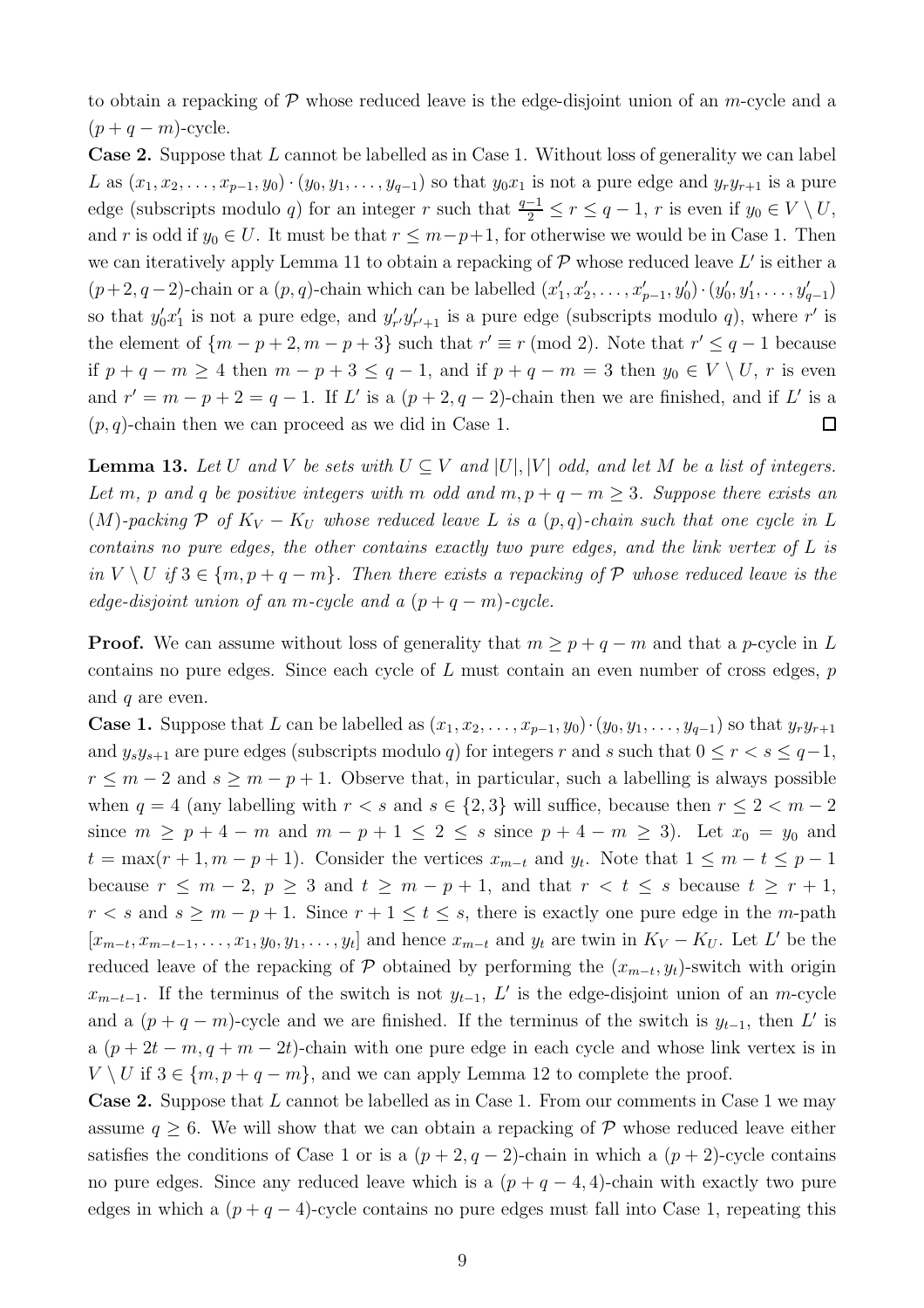to obtain a repacking of $\mathcal{P}$ whose reduced leave is the edge-disjoint union of an $m$-cycle and a $(p+q-m)$-cycle.

**Case 2.** Suppose that $L$ cannot be labelled as in Case 1. Without loss of generality we can label $L$ as $(x_1, x_2, \ldots, x_{p-1}, y_0) \cdot (y_0, y_1, \ldots, y_{q-1})$ so that $y_0 x_1$ is not a pure edge and $y_r y_{r+1}$ is a pure edge (subscripts modulo $q$) for an integer $r$ such that $\frac{q-1}{2} \leq r \leq q-1$, $r$ is even if $y_0 \in V \setminus U$, and $r$ is odd if $y_0 \in U$. It must be that $r \leq m-p+1$, for otherwise we would be in Case 1. Then we can iteratively apply Lemma 11 to obtain a repacking of $\mathcal{P}$ whose reduced leave $L'$ is either a $(p+2, q-2)$-chain or a $(p, q)$-chain which can be labelled $(x'_1, x'_2, \ldots, x'_{p-1}, y'_0) \cdot (y'_0, y'_1, \ldots, y'_{q-1})$ so that $y'_0 x'_1$ is not a pure edge, and $y'_{r'} y'_{r'+1}$ is a pure edge (subscripts modulo $q$), where $r'$ is the element of $\{m-p+2, m-p+3\}$ such that $r' \equiv r \pmod 2$. Note that $r' \leq q-1$ because if $p+q-m \geq 4$ then $m-p+3 \leq q-1$, and if $p+q-m = 3$ then $y_0 \in V \setminus U$, $r$ is even and $r' = m-p+2 = q-1$. If $L'$ is a $(p+2, q-2)$-chain then we are finished, and if $L'$ is a $(p, q)$-chain then we can proceed as we did in Case 1. $\square$

**Lemma 13.** *Let $U$ and $V$ be sets with $U \subseteq V$ and $|U|, |V|$ odd, and let $M$ be a list of integers. Let $m$, $p$ and $q$ be positive integers with $m$ odd and $m, p+q-m \geq 3$. Suppose there exists an $(M)$-packing $\mathcal{P}$ of $K_V - K_U$ whose reduced leave $L$ is a $(p,q)$-chain such that one cycle in $L$ contains no pure edges, the other contains exactly two pure edges, and the link vertex of $L$ is in $V \setminus U$ if $3 \in \{m, p+q-m\}$. Then there exists a repacking of $\mathcal{P}$ whose reduced leave is the edge-disjoint union of an $m$-cycle and a $(p+q-m)$-cycle.*

**Proof.** We can assume without loss of generality that $m \geq p+q-m$ and that a $p$-cycle in $L$ contains no pure edges. Since each cycle of $L$ must contain an even number of cross edges, $p$ and $q$ are even.

**Case 1.** Suppose that $L$ can be labelled as $(x_1, x_2, \ldots, x_{p-1}, y_0) \cdot (y_0, y_1, \ldots, y_{q-1})$ so that $y_r y_{r+1}$ and $y_s y_{s+1}$ are pure edges (subscripts modulo $q$) for integers $r$ and $s$ such that $0 \leq r < s \leq q-1$, $r \leq m-2$ and $s \geq m-p+1$. Observe that, in particular, such a labelling is always possible when $q = 4$ (any labelling with $r < s$ and $s \in \{2,3\}$ will suffice, because then $r \leq 2 < m-2$ since $m \geq p+4-m$ and $m-p+1 \leq 2 \leq s$ since $p+4-m \geq 3$). Let $x_0 = y_0$ and $t = \max(r+1, m-p+1)$. Consider the vertices $x_{m-t}$ and $y_t$. Note that $1 \leq m-t \leq p-1$ because $r \leq m-2$, $p \geq 3$ and $t \geq m-p+1$, and that $r < t \leq s$ because $t \geq r+1$, $r < s$ and $s \geq m-p+1$. Since $r+1 \leq t \leq s$, there is exactly one pure edge in the $m$-path $[x_{m-t}, x_{m-t-1}, \ldots, x_1, y_0, y_1, \ldots, y_t]$ and hence $x_{m-t}$ and $y_t$ are twin in $K_V - K_U$. Let $L'$ be the reduced leave of the repacking of $\mathcal{P}$ obtained by performing the $(x_{m-t}, y_t)$-switch with origin $x_{m-t-1}$. If the terminus of the switch is not $y_{t-1}$, $L'$ is the edge-disjoint union of an $m$-cycle and a $(p+q-m)$-cycle and we are finished. If the terminus of the switch is $y_{t-1}$, then $L'$ is a $(p+2t-m, q+m-2t)$-chain with one pure edge in each cycle and whose link vertex is in $V \setminus U$ if $3 \in \{m, p+q-m\}$, and we can apply Lemma 12 to complete the proof.

**Case 2.** Suppose that $L$ cannot be labelled as in Case 1. From our comments in Case 1 we may assume $q \geq 6$. We will show that we can obtain a repacking of $\mathcal{P}$ whose reduced leave either satisfies the conditions of Case 1 or is a $(p+2, q-2)$-chain in which a $(p+2)$-cycle contains no pure edges. Since any reduced leave which is a $(p+q-4, 4)$-chain with exactly two pure edges in which a $(p+q-4)$-cycle contains no pure edges must fall into Case 1, repeating this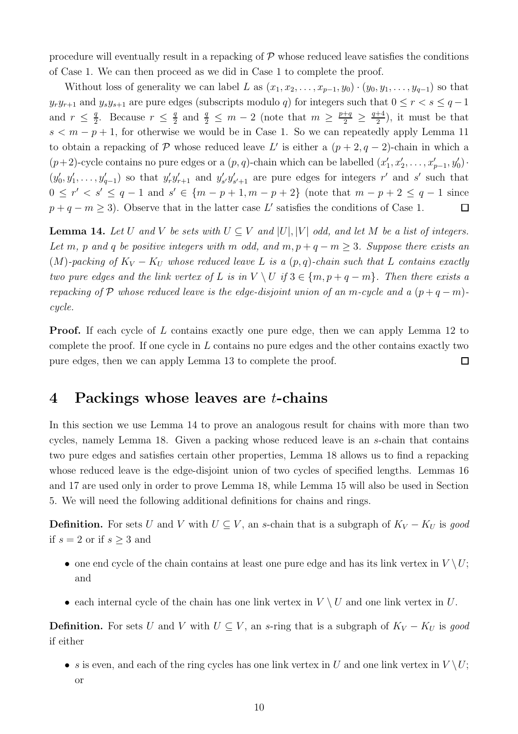procedure will eventually result in a repacking of $\mathcal{P}$ whose reduced leave satisfies the conditions of Case 1. We can then proceed as we did in Case 1 to complete the proof.

Without loss of generality we can label $L$ as $(x_1, x_2, \ldots, x_{p-1}, y_0) \cdot (y_0, y_1, \ldots, y_{q-1})$ so that $y_r y_{r+1}$ and $y_s y_{s+1}$ are pure edges (subscripts modulo $q$) for integers such that $0 \leq r < s \leq q-1$ and $r \leq \frac{q}{2}$. Because $r \leq \frac{q}{2}$ and $\frac{q}{2} \leq m-2$ (note that $m \geq \frac{p+q}{2} \geq \frac{q+4}{2}$), it must be that $s < m-p+1$, for otherwise we would be in Case 1. So we can repeatedly apply Lemma 11 to obtain a repacking of $\mathcal{P}$ whose reduced leave $L'$ is either a $(p+2, q-2)$-chain in which a $(p+2)$-cycle contains no pure edges or a $(p,q)$-chain which can be labelled $(x'_1, x'_2, \ldots, x'_{p-1}, y'_0) \cdot (y'_0, y'_1, \ldots, y'_{q-1})$ so that $y'_{r'} y'_{r'+1}$ and $y'_{s'} y'_{s'+1}$ are pure edges for integers $r'$ and $s'$ such that $0 \leq r' < s' \leq q-1$ and $s' \in \{m-p+1, m-p+2\}$ (note that $m-p+2 \leq q-1$ since $p+q-m \geq 3$). Observe that in the latter case $L'$ satisfies the conditions of Case 1. □

**Lemma 14.** *Let $U$ and $V$ be sets with $U \subseteq V$ and $|U|, |V|$ odd, and let $M$ be a list of integers. Let $m$, $p$ and $q$ be positive integers with $m$ odd, and $m, p+q-m \geq 3$. Suppose there exists an $(M)$-packing of $K_V - K_U$ whose reduced leave $L$ is a $(p,q)$-chain such that $L$ contains exactly two pure edges and the link vertex of $L$ is in $V \setminus U$ if $3 \in \{m, p+q-m\}$. Then there exists a repacking of $\mathcal{P}$ whose reduced leave is the edge-disjoint union of an $m$-cycle and a $(p+q-m)$-cycle.*

**Proof.** If each cycle of $L$ contains exactly one pure edge, then we can apply Lemma 12 to complete the proof. If one cycle in $L$ contains no pure edges and the other contains exactly two pure edges, then we can apply Lemma 13 to complete the proof. □

# 4 Packings whose leaves are $t$-chains

In this section we use Lemma 14 to prove an analogous result for chains with more than two cycles, namely Lemma 18. Given a packing whose reduced leave is an $s$-chain that contains two pure edges and satisfies certain other properties, Lemma 18 allows us to find a repacking whose reduced leave is the edge-disjoint union of two cycles of specified lengths. Lemmas 16 and 17 are used only in order to prove Lemma 18, while Lemma 15 will also be used in Section 5. We will need the following additional definitions for chains and rings.

**Definition.** For sets $U$ and $V$ with $U \subseteq V$, an $s$-chain that is a subgraph of $K_V - K_U$ is *good* if $s = 2$ or if $s \geq 3$ and

- one end cycle of the chain contains at least one pure edge and has its link vertex in $V \setminus U$; and
- each internal cycle of the chain has one link vertex in $V \setminus U$ and one link vertex in $U$.

**Definition.** For sets $U$ and $V$ with $U \subseteq V$, an $s$-ring that is a subgraph of $K_V - K_U$ is *good* if either

- $s$ is even, and each of the ring cycles has one link vertex in $U$ and one link vertex in $V \setminus U$; or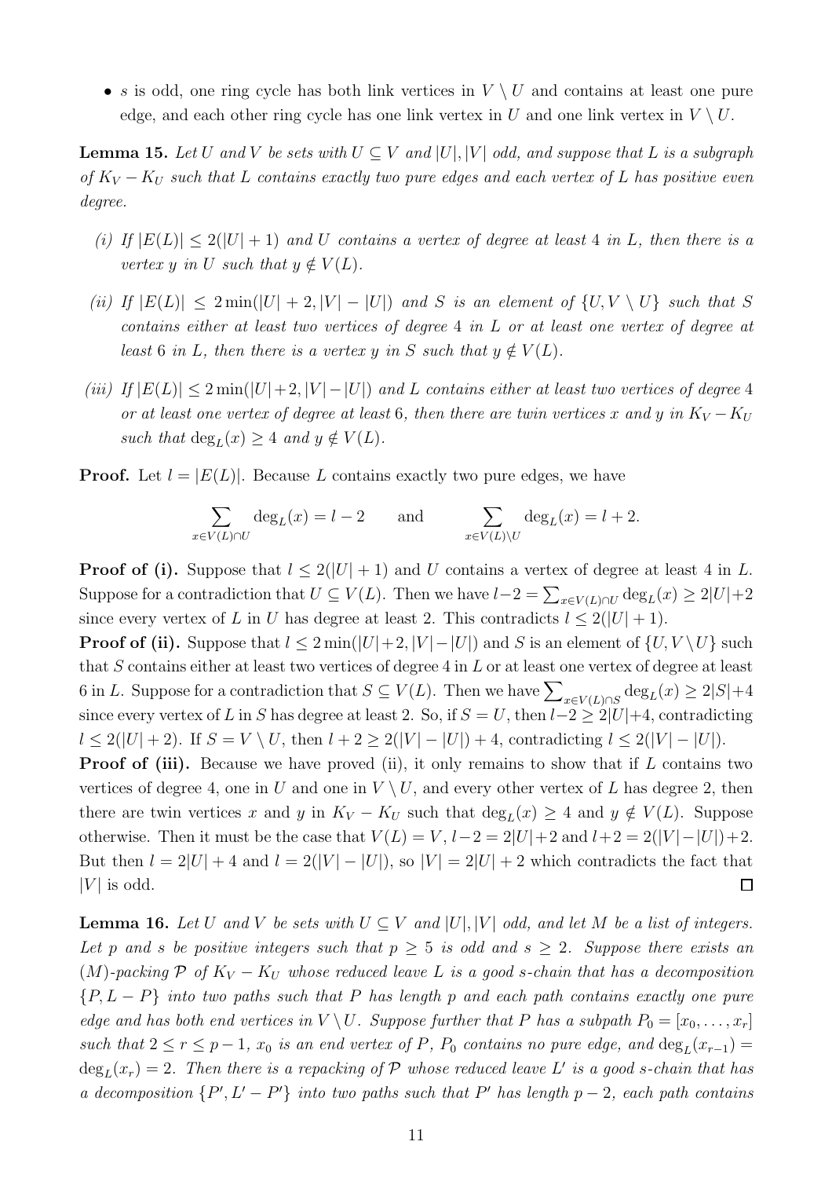- $s$ is odd, one ring cycle has both link vertices in $V \setminus U$ and contains at least one pure edge, and each other ring cycle has one link vertex in $U$ and one link vertex in $V \setminus U$.

**Lemma 15.** *Let $U$ and $V$ be sets with $U \subseteq V$ and $|U|, |V|$ odd, and suppose that $L$ is a subgraph of $K_V - K_U$ such that $L$ contains exactly two pure edges and each vertex of $L$ has positive even degree.*

*(i) If $|E(L)| \leq 2(|U|+1)$ and $U$ contains a vertex of degree at least 4 in $L$, then there is a vertex $y$ in $U$ such that $y \notin V(L)$.*

*(ii) If $|E(L)| \leq 2\min(|U|+2, |V|-|U|)$ and $S$ is an element of $\{U, V \setminus U\}$ such that $S$ contains either at least two vertices of degree 4 in $L$ or at least one vertex of degree at least 6 in $L$, then there is a vertex $y$ in $S$ such that $y \notin V(L)$.*

*(iii) If $|E(L)| \leq 2\min(|U|+2, |V|-|U|)$ and $L$ contains either at least two vertices of degree 4 or at least one vertex of degree at least 6, then there are twin vertices $x$ and $y$ in $K_V - K_U$ such that $\deg_L(x) \geq 4$ and $y \notin V(L)$.*

**Proof.** Let $l = |E(L)|$. Because $L$ contains exactly two pure edges, we have

$$\sum_{x \in V(L) \cap U} \deg_L(x) = l - 2 \qquad \text{and} \qquad \sum_{x \in V(L) \setminus U} \deg_L(x) = l + 2.$$

**Proof of (i).** Suppose that $l \leq 2(|U|+1)$ and $U$ contains a vertex of degree at least 4 in $L$. Suppose for a contradiction that $U \subseteq V(L)$. Then we have $l-2 = \sum_{x \in V(L) \cap U} \deg_L(x) \geq 2|U|+2$ since every vertex of $L$ in $U$ has degree at least 2. This contradicts $l \leq 2(|U|+1)$.

**Proof of (ii).** Suppose that $l \leq 2\min(|U|+2, |V|-|U|)$ and $S$ is an element of $\{U, V \setminus U\}$ such that $S$ contains either at least two vertices of degree 4 in $L$ or at least one vertex of degree at least 6 in $L$. Suppose for a contradiction that $S \subseteq V(L)$. Then we have $\sum_{x \in V(L) \cap S} \deg_L(x) \geq 2|S|+4$ since every vertex of $L$ in $S$ has degree at least 2. So, if $S = U$, then $l-2 \geq 2|U|+4$, contradicting $l \leq 2(|U|+2)$. If $S = V \setminus U$, then $l+2 \geq 2(|V|-|U|)+4$, contradicting $l \leq 2(|V|-|U|)$.

**Proof of (iii).** Because we have proved (ii), it only remains to show that if $L$ contains two vertices of degree 4, one in $U$ and one in $V \setminus U$, and every other vertex of $L$ has degree 2, then there are twin vertices $x$ and $y$ in $K_V - K_U$ such that $\deg_L(x) \geq 4$ and $y \notin V(L)$. Suppose otherwise. Then it must be the case that $V(L) = V$, $l-2 = 2|U|+2$ and $l+2 = 2(|V|-|U|)+2$. But then $l = 2|U|+4$ and $l = 2(|V|-|U|)$, so $|V| = 2|U|+2$ which contradicts the fact that $|V|$ is odd. $\square$

**Lemma 16.** *Let $U$ and $V$ be sets with $U \subseteq V$ and $|U|, |V|$ odd, and let $M$ be a list of integers. Let $p$ and $s$ be positive integers such that $p \geq 5$ is odd and $s \geq 2$. Suppose there exists an $(M)$-packing $\mathcal{P}$ of $K_V - K_U$ whose reduced leave $L$ is a good $s$-chain that has a decomposition $\{P, L-P\}$ into two paths such that $P$ has length $p$ and each path contains exactly one pure edge and has both end vertices in $V \setminus U$. Suppose further that $P$ has a subpath $P_0 = [x_0, \ldots, x_r]$ such that $2 \leq r \leq p-1$, $x_0$ is an end vertex of $P$, $P_0$ contains no pure edge, and $\deg_L(x_{r-1}) = \deg_L(x_r) = 2$. Then there is a repacking of $\mathcal{P}$ whose reduced leave $L'$ is a good $s$-chain that has a decomposition $\{P', L'-P'\}$ into two paths such that $P'$ has length $p-2$, each path contains*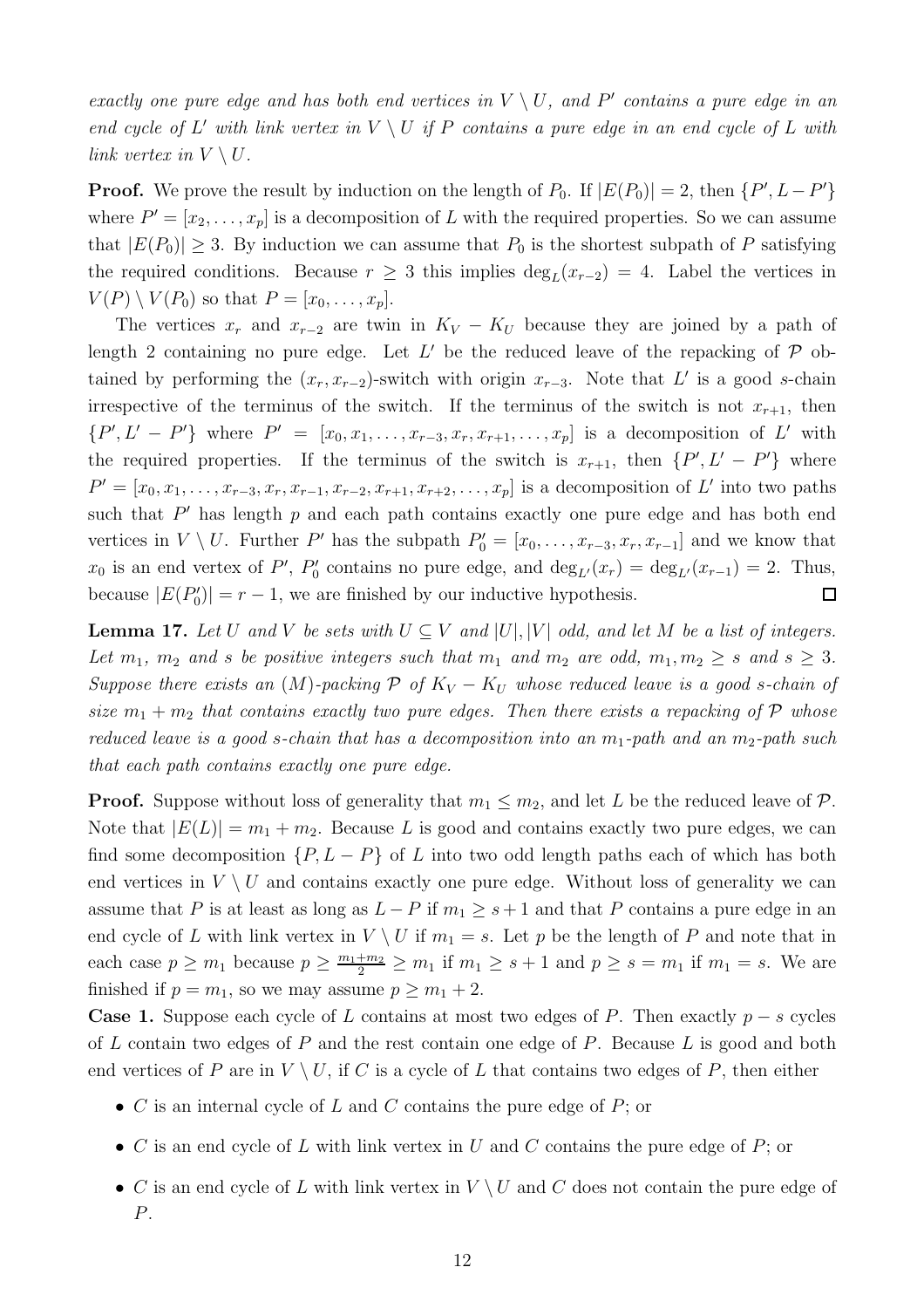*exactly one pure edge and has both end vertices in $V \setminus U$, and $P'$ contains a pure edge in an end cycle of $L'$ with link vertex in $V \setminus U$ if $P$ contains a pure edge in an end cycle of $L$ with link vertex in $V \setminus U$.*

**Proof.** We prove the result by induction on the length of $P_0$. If $|E(P_0)| = 2$, then $\{P', L - P'\}$ where $P' = [x_2, \ldots, x_p]$ is a decomposition of $L$ with the required properties. So we can assume that $|E(P_0)| \geq 3$. By induction we can assume that $P_0$ is the shortest subpath of $P$ satisfying the required conditions. Because $r \geq 3$ this implies $\deg_L(x_{r-2}) = 4$. Label the vertices in $V(P) \setminus V(P_0)$ so that $P = [x_0, \ldots, x_p]$.

The vertices $x_r$ and $x_{r-2}$ are twin in $K_V - K_U$ because they are joined by a path of length 2 containing no pure edge. Let $L'$ be the reduced leave of the repacking of $\mathcal{P}$ obtained by performing the $(x_r, x_{r-2})$-switch with origin $x_{r-3}$. Note that $L'$ is a good $s$-chain irrespective of the terminus of the switch. If the terminus of the switch is not $x_{r+1}$, then $\{P', L' - P'\}$ where $P' = [x_0, x_1, \ldots, x_{r-3}, x_r, x_{r+1}, \ldots, x_p]$ is a decomposition of $L'$ with the required properties. If the terminus of the switch is $x_{r+1}$, then $\{P', L' - P'\}$ where $P' = [x_0, x_1, \ldots, x_{r-3}, x_r, x_{r-1}, x_{r-2}, x_{r+1}, x_{r+2}, \ldots, x_p]$ is a decomposition of $L'$ into two paths such that $P'$ has length $p$ and each path contains exactly one pure edge and has both end vertices in $V \setminus U$. Further $P'$ has the subpath $P_0' = [x_0, \ldots, x_{r-3}, x_r, x_{r-1}]$ and we know that $x_0$ is an end vertex of $P'$, $P_0'$ contains no pure edge, and $\deg_{L'}(x_r) = \deg_{L'}(x_{r-1}) = 2$. Thus, because $|E(P_0')| = r - 1$, we are finished by our inductive hypothesis. □

**Lemma 17.** *Let $U$ and $V$ be sets with $U \subseteq V$ and $|U|, |V|$ odd, and let $M$ be a list of integers. Let $m_1$, $m_2$ and $s$ be positive integers such that $m_1$ and $m_2$ are odd, $m_1, m_2 \geq s$ and $s \geq 3$. Suppose there exists an $(M)$-packing $\mathcal{P}$ of $K_V - K_U$ whose reduced leave is a good $s$-chain of size $m_1 + m_2$ that contains exactly two pure edges. Then there exists a repacking of $\mathcal{P}$ whose reduced leave is a good $s$-chain that has a decomposition into an $m_1$-path and an $m_2$-path such that each path contains exactly one pure edge.*

**Proof.** Suppose without loss of generality that $m_1 \leq m_2$, and let $L$ be the reduced leave of $\mathcal{P}$. Note that $|E(L)| = m_1 + m_2$. Because $L$ is good and contains exactly two pure edges, we can find some decomposition $\{P, L - P\}$ of $L$ into two odd length paths each of which has both end vertices in $V \setminus U$ and contains exactly one pure edge. Without loss of generality we can assume that $P$ is at least as long as $L - P$ if $m_1 \geq s + 1$ and that $P$ contains a pure edge in an end cycle of $L$ with link vertex in $V \setminus U$ if $m_1 = s$. Let $p$ be the length of $P$ and note that in each case $p \geq m_1$ because $p \geq \frac{m_1 + m_2}{2} \geq m_1$ if $m_1 \geq s + 1$ and $p \geq s = m_1$ if $m_1 = s$. We are finished if $p = m_1$, so we may assume $p \geq m_1 + 2$.

**Case 1.** Suppose each cycle of $L$ contains at most two edges of $P$. Then exactly $p - s$ cycles of $L$ contain two edges of $P$ and the rest contain one edge of $P$. Because $L$ is good and both end vertices of $P$ are in $V \setminus U$, if $C$ is a cycle of $L$ that contains two edges of $P$, then either

- $C$ is an internal cycle of $L$ and $C$ contains the pure edge of $P$; or
- $C$ is an end cycle of $L$ with link vertex in $U$ and $C$ contains the pure edge of $P$; or
- $C$ is an end cycle of $L$ with link vertex in $V \setminus U$ and $C$ does not contain the pure edge of $P$.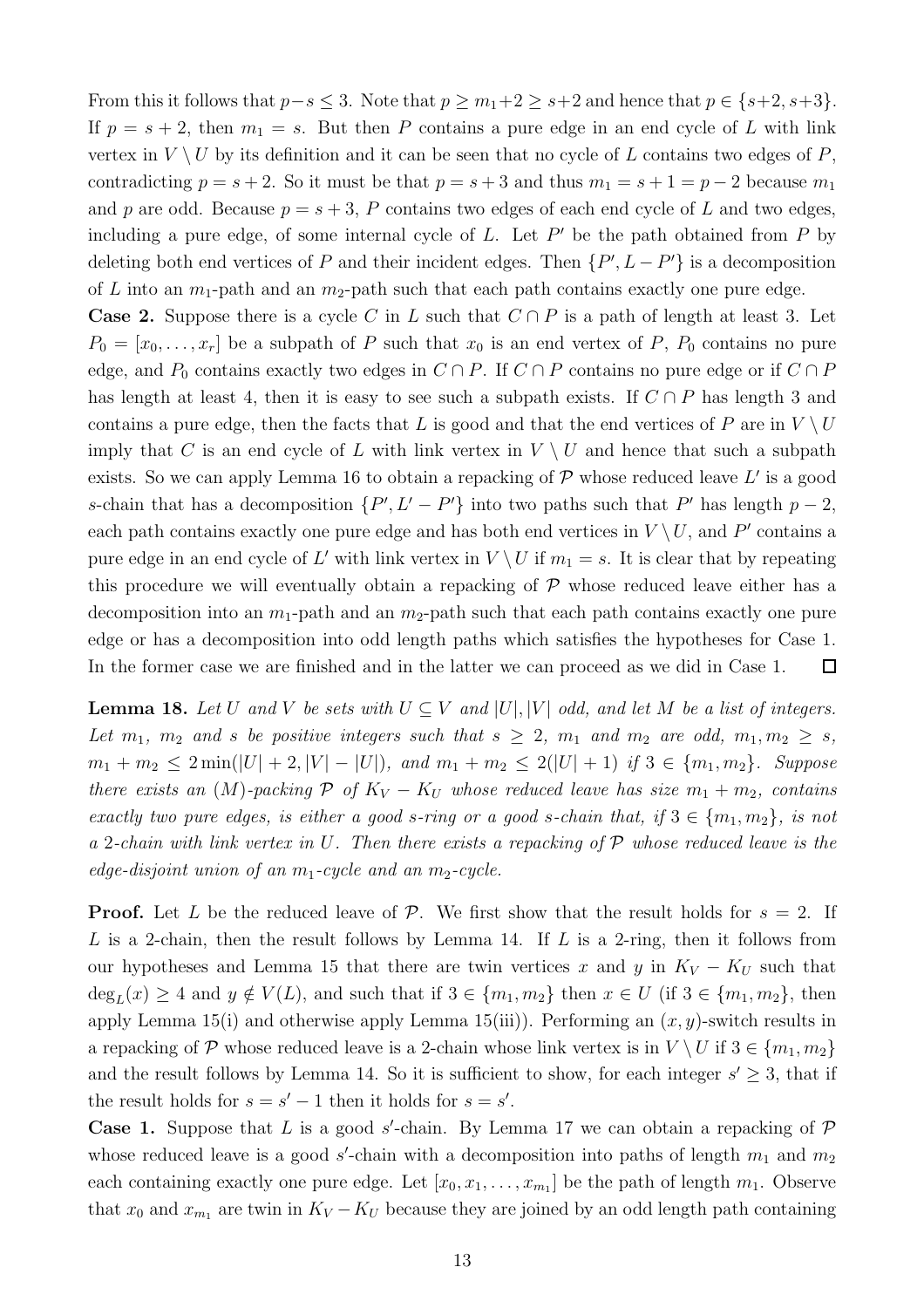From this it follows that $p-s \leq 3$. Note that $p \geq m_1+2 \geq s+2$ and hence that $p \in \{s+2, s+3\}$. If $p = s+2$, then $m_1 = s$. But then $P$ contains a pure edge in an end cycle of $L$ with link vertex in $V \setminus U$ by its definition and it can be seen that no cycle of $L$ contains two edges of $P$, contradicting $p = s+2$. So it must be that $p = s+3$ and thus $m_1 = s+1 = p-2$ because $m_1$ and $p$ are odd. Because $p = s+3$, $P$ contains two edges of each end cycle of $L$ and two edges, including a pure edge, of some internal cycle of $L$. Let $P'$ be the path obtained from $P$ by deleting both end vertices of $P$ and their incident edges. Then $\{P', L-P'\}$ is a decomposition of $L$ into an $m_1$-path and an $m_2$-path such that each path contains exactly one pure edge.

**Case 2.** Suppose there is a cycle $C$ in $L$ such that $C \cap P$ is a path of length at least 3. Let $P_0 = [x_0, \ldots, x_r]$ be a subpath of $P$ such that $x_0$ is an end vertex of $P$, $P_0$ contains no pure edge, and $P_0$ contains exactly two edges in $C \cap P$. If $C \cap P$ contains no pure edge or if $C \cap P$ has length at least 4, then it is easy to see such a subpath exists. If $C \cap P$ has length 3 and contains a pure edge, then the facts that $L$ is good and that the end vertices of $P$ are in $V \setminus U$ imply that $C$ is an end cycle of $L$ with link vertex in $V \setminus U$ and hence that such a subpath exists. So we can apply Lemma 16 to obtain a repacking of $\mathcal{P}$ whose reduced leave $L'$ is a good $s$-chain that has a decomposition $\{P', L'-P'\}$ into two paths such that $P'$ has length $p-2$, each path contains exactly one pure edge and has both end vertices in $V \setminus U$, and $P'$ contains a pure edge in an end cycle of $L'$ with link vertex in $V \setminus U$ if $m_1 = s$. It is clear that by repeating this procedure we will eventually obtain a repacking of $\mathcal{P}$ whose reduced leave either has a decomposition into an $m_1$-path and an $m_2$-path such that each path contains exactly one pure edge or has a decomposition into odd length paths which satisfies the hypotheses for Case 1. In the former case we are finished and in the latter we can proceed as we did in Case 1. □

**Lemma 18.** *Let $U$ and $V$ be sets with $U \subseteq V$ and $|U|, |V|$ odd, and let $M$ be a list of integers. Let $m_1$, $m_2$ and $s$ be positive integers such that $s \geq 2$, $m_1$ and $m_2$ are odd, $m_1, m_2 \geq s$, $m_1 + m_2 \leq 2\min(|U|+2, |V|-|U|)$, and $m_1 + m_2 \leq 2(|U|+1)$ if $3 \in \{m_1, m_2\}$. Suppose there exists an $(M)$-packing $\mathcal{P}$ of $K_V - K_U$ whose reduced leave has size $m_1 + m_2$, contains exactly two pure edges, is either a good $s$-ring or a good $s$-chain that, if $3 \in \{m_1, m_2\}$, is not a 2-chain with link vertex in $U$. Then there exists a repacking of $\mathcal{P}$ whose reduced leave is the edge-disjoint union of an $m_1$-cycle and an $m_2$-cycle.*

**Proof.** Let $L$ be the reduced leave of $\mathcal{P}$. We first show that the result holds for $s = 2$. If $L$ is a 2-chain, then the result follows by Lemma 14. If $L$ is a 2-ring, then it follows from our hypotheses and Lemma 15 that there are twin vertices $x$ and $y$ in $K_V - K_U$ such that $\deg_L(x) \geq 4$ and $y \notin V(L)$, and such that if $3 \in \{m_1, m_2\}$ then $x \in U$ (if $3 \in \{m_1, m_2\}$, then apply Lemma 15(i) and otherwise apply Lemma 15(iii)). Performing an $(x, y)$-switch results in a repacking of $\mathcal{P}$ whose reduced leave is a 2-chain whose link vertex is in $V \setminus U$ if $3 \in \{m_1, m_2\}$ and the result follows by Lemma 14. So it is sufficient to show, for each integer $s' \geq 3$, that if the result holds for $s = s'-1$ then it holds for $s = s'$.

**Case 1.** Suppose that $L$ is a good $s'$-chain. By Lemma 17 we can obtain a repacking of $\mathcal{P}$ whose reduced leave is a good $s'$-chain with a decomposition into paths of length $m_1$ and $m_2$ each containing exactly one pure edge. Let $[x_0, x_1, \ldots, x_{m_1}]$ be the path of length $m_1$. Observe that $x_0$ and $x_{m_1}$ are twin in $K_V - K_U$ because they are joined by an odd length path containing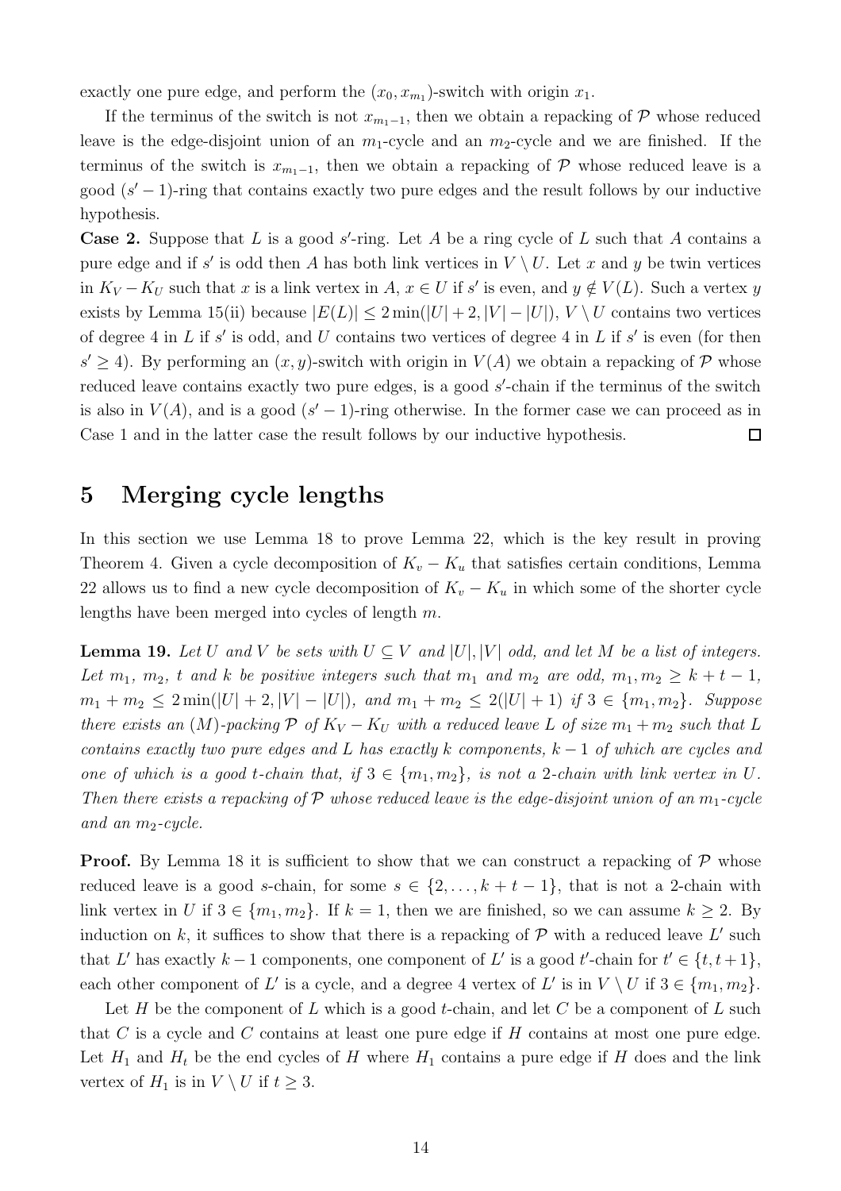exactly one pure edge, and perform the $(x_0, x_{m_1})$-switch with origin $x_1$.

If the terminus of the switch is not $x_{m_1-1}$, then we obtain a repacking of $\mathcal{P}$ whose reduced leave is the edge-disjoint union of an $m_1$-cycle and an $m_2$-cycle and we are finished. If the terminus of the switch is $x_{m_1-1}$, then we obtain a repacking of $\mathcal{P}$ whose reduced leave is a good $(s'-1)$-ring that contains exactly two pure edges and the result follows by our inductive hypothesis.

**Case 2.** Suppose that $L$ is a good $s'$-ring. Let $A$ be a ring cycle of $L$ such that $A$ contains a pure edge and if $s'$ is odd then $A$ has both link vertices in $V \setminus U$. Let $x$ and $y$ be twin vertices in $K_V - K_U$ such that $x$ is a link vertex in $A$, $x \in U$ if $s'$ is even, and $y \notin V(L)$. Such a vertex $y$ exists by Lemma 15(ii) because $|E(L)| \leq 2\min(|U|+2, |V|-|U|)$, $V \setminus U$ contains two vertices of degree 4 in $L$ if $s'$ is odd, and $U$ contains two vertices of degree 4 in $L$ if $s'$ is even (for then $s' \geq 4$). By performing an $(x, y)$-switch with origin in $V(A)$ we obtain a repacking of $\mathcal{P}$ whose reduced leave contains exactly two pure edges, is a good $s'$-chain if the terminus of the switch is also in $V(A)$, and is a good $(s'-1)$-ring otherwise. In the former case we can proceed as in Case 1 and in the latter case the result follows by our inductive hypothesis. □

# 5 Merging cycle lengths

In this section we use Lemma 18 to prove Lemma 22, which is the key result in proving Theorem 4. Given a cycle decomposition of $K_v - K_u$ that satisfies certain conditions, Lemma 22 allows us to find a new cycle decomposition of $K_v - K_u$ in which some of the shorter cycle lengths have been merged into cycles of length $m$.

**Lemma 19.** *Let $U$ and $V$ be sets with $U \subseteq V$ and $|U|, |V|$ odd, and let $M$ be a list of integers. Let $m_1$, $m_2$, $t$ and $k$ be positive integers such that $m_1$ and $m_2$ are odd, $m_1, m_2 \geq k+t-1$, $m_1 + m_2 \leq 2\min(|U|+2, |V|-|U|)$, and $m_1 + m_2 \leq 2(|U|+1)$ if $3 \in \{m_1, m_2\}$. Suppose there exists an $(M)$-packing $\mathcal{P}$ of $K_V - K_U$ with a reduced leave $L$ of size $m_1 + m_2$ such that $L$ contains exactly two pure edges and $L$ has exactly $k$ components, $k-1$ of which are cycles and one of which is a good $t$-chain that, if $3 \in \{m_1, m_2\}$, is not a 2-chain with link vertex in $U$. Then there exists a repacking of $\mathcal{P}$ whose reduced leave is the edge-disjoint union of an $m_1$-cycle and an $m_2$-cycle.*

**Proof.** By Lemma 18 it is sufficient to show that we can construct a repacking of $\mathcal{P}$ whose reduced leave is a good $s$-chain, for some $s \in \{2, \ldots, k+t-1\}$, that is not a 2-chain with link vertex in $U$ if $3 \in \{m_1, m_2\}$. If $k = 1$, then we are finished, so we can assume $k \geq 2$. By induction on $k$, it suffices to show that there is a repacking of $\mathcal{P}$ with a reduced leave $L'$ such that $L'$ has exactly $k-1$ components, one component of $L'$ is a good $t'$-chain for $t' \in \{t, t+1\}$, each other component of $L'$ is a cycle, and a degree 4 vertex of $L'$ is in $V \setminus U$ if $3 \in \{m_1, m_2\}$.

Let $H$ be the component of $L$ which is a good $t$-chain, and let $C$ be a component of $L$ such that $C$ is a cycle and $C$ contains at least one pure edge if $H$ contains at most one pure edge. Let $H_1$ and $H_t$ be the end cycles of $H$ where $H_1$ contains a pure edge if $H$ does and the link vertex of $H_1$ is in $V \setminus U$ if $t \geq 3$.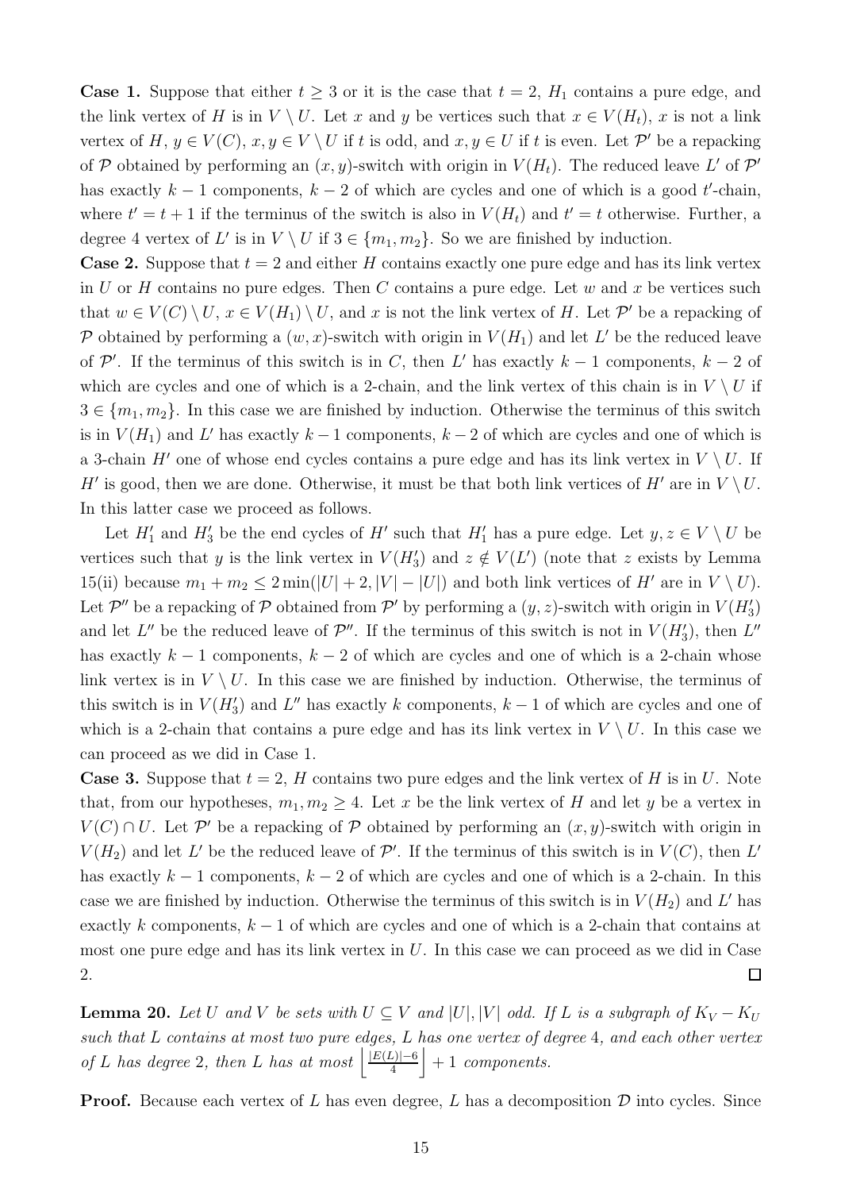**Case 1.** Suppose that either $t \geq 3$ or it is the case that $t = 2$, $H_1$ contains a pure edge, and the link vertex of $H$ is in $V \setminus U$. Let $x$ and $y$ be vertices such that $x \in V(H_t)$, $x$ is not a link vertex of $H$, $y \in V(C)$, $x, y \in V \setminus U$ if $t$ is odd, and $x, y \in U$ if $t$ is even. Let $\mathcal{P}'$ be a repacking of $\mathcal{P}$ obtained by performing an $(x, y)$-switch with origin in $V(H_t)$. The reduced leave $L'$ of $\mathcal{P}'$ has exactly $k-1$ components, $k-2$ of which are cycles and one of which is a good $t'$-chain, where $t' = t+1$ if the terminus of the switch is also in $V(H_t)$ and $t' = t$ otherwise. Further, a degree 4 vertex of $L'$ is in $V \setminus U$ if $3 \in \{m_1, m_2\}$. So we are finished by induction.

**Case 2.** Suppose that $t = 2$ and either $H$ contains exactly one pure edge and has its link vertex in $U$ or $H$ contains no pure edges. Then $C$ contains a pure edge. Let $w$ and $x$ be vertices such that $w \in V(C) \setminus U$, $x \in V(H_1) \setminus U$, and $x$ is not the link vertex of $H$. Let $\mathcal{P}'$ be a repacking of $\mathcal{P}$ obtained by performing a $(w, x)$-switch with origin in $V(H_1)$ and let $L'$ be the reduced leave of $\mathcal{P}'$. If the terminus of this switch is in $C$, then $L'$ has exactly $k-1$ components, $k-2$ of which are cycles and one of which is a 2-chain, and the link vertex of this chain is in $V \setminus U$ if $3 \in \{m_1, m_2\}$. In this case we are finished by induction. Otherwise the terminus of this switch is in $V(H_1)$ and $L'$ has exactly $k-1$ components, $k-2$ of which are cycles and one of which is a 3-chain $H'$ one of whose end cycles contains a pure edge and has its link vertex in $V \setminus U$. If $H'$ is good, then we are done. Otherwise, it must be that both link vertices of $H'$ are in $V \setminus U$. In this latter case we proceed as follows.

Let $H'_1$ and $H'_3$ be the end cycles of $H'$ such that $H'_1$ has a pure edge. Let $y, z \in V \setminus U$ be vertices such that $y$ is the link vertex in $V(H'_3)$ and $z \notin V(L')$ (note that $z$ exists by Lemma 15(ii) because $m_1 + m_2 \leq 2\min(|U|+2, |V|-|U|)$ and both link vertices of $H'$ are in $V \setminus U$). Let $\mathcal{P}''$ be a repacking of $\mathcal{P}$ obtained from $\mathcal{P}'$ by performing a $(y, z)$-switch with origin in $V(H'_3)$ and let $L''$ be the reduced leave of $\mathcal{P}''$. If the terminus of this switch is not in $V(H'_3)$, then $L''$ has exactly $k-1$ components, $k-2$ of which are cycles and one of which is a 2-chain whose link vertex is in $V \setminus U$. In this case we are finished by induction. Otherwise, the terminus of this switch is in $V(H'_3)$ and $L''$ has exactly $k$ components, $k-1$ of which are cycles and one of which is a 2-chain that contains a pure edge and has its link vertex in $V \setminus U$. In this case we can proceed as we did in Case 1.

**Case 3.** Suppose that $t = 2$, $H$ contains two pure edges and the link vertex of $H$ is in $U$. Note that, from our hypotheses, $m_1, m_2 \geq 4$. Let $x$ be the link vertex of $H$ and let $y$ be a vertex in $V(C) \cap U$. Let $\mathcal{P}'$ be a repacking of $\mathcal{P}$ obtained by performing an $(x, y)$-switch with origin in $V(H_2)$ and let $L'$ be the reduced leave of $\mathcal{P}'$. If the terminus of this switch is in $V(C)$, then $L'$ has exactly $k-1$ components, $k-2$ of which are cycles and one of which is a 2-chain. In this case we are finished by induction. Otherwise the terminus of this switch is in $V(H_2)$ and $L'$ has exactly $k$ components, $k-1$ of which are cycles and one of which is a 2-chain that contains at most one pure edge and has its link vertex in $U$. In this case we can proceed as we did in Case 2. □

**Lemma 20.** *Let $U$ and $V$ be sets with $U \subseteq V$ and $|U|, |V|$ odd. If $L$ is a subgraph of $K_V - K_U$ such that $L$ contains at most two pure edges, $L$ has one vertex of degree 4, and each other vertex of $L$ has degree 2, then $L$ has at most $\left\lfloor \frac{|E(L)|-6}{4} \right\rfloor + 1$ components.*

**Proof.** Because each vertex of $L$ has even degree, $L$ has a decomposition $\mathcal{D}$ into cycles. Since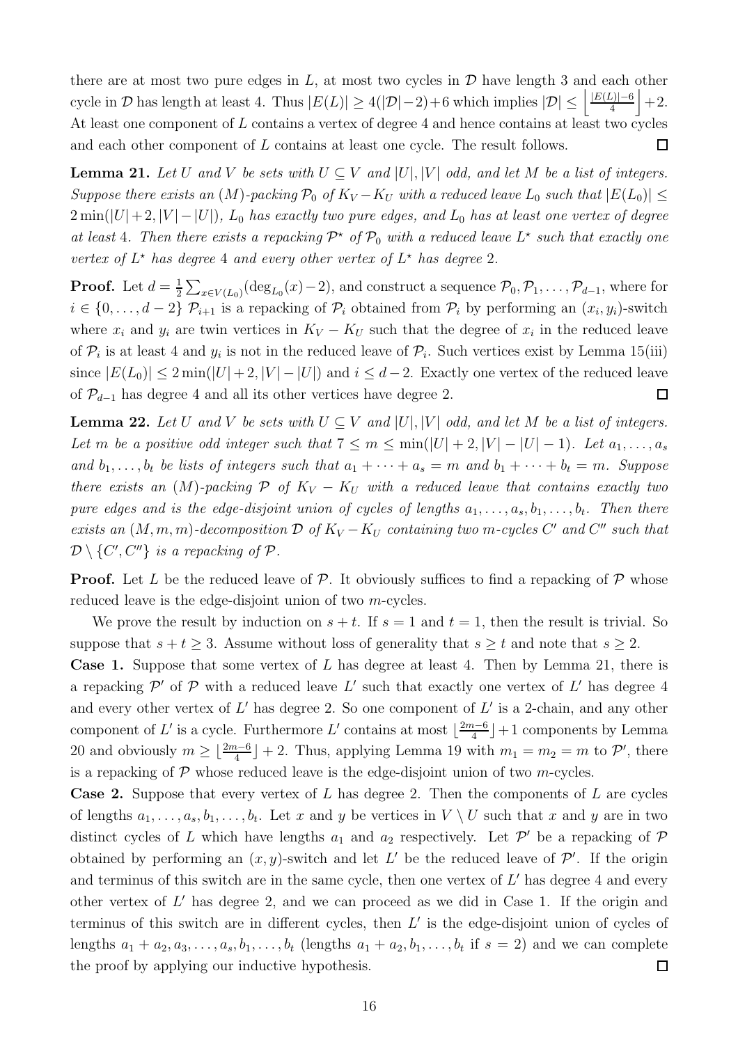there are at most two pure edges in $L$, at most two cycles in $\mathcal{D}$ have length 3 and each other cycle in $\mathcal{D}$ has length at least 4. Thus $|E(L)| \geq 4(|\mathcal{D}|-2)+6$ which implies $|\mathcal{D}| \leq \left\lfloor \frac{|E(L)|-6}{4} \right\rfloor + 2$. At least one component of $L$ contains a vertex of degree 4 and hence contains at least two cycles and each other component of $L$ contains at least one cycle. The result follows. □

**Lemma 21.** *Let $U$ and $V$ be sets with $U \subseteq V$ and $|U|, |V|$ odd, and let $M$ be a list of integers. Suppose there exists an $(M)$-packing $\mathcal{P}_0$ of $K_V - K_U$ with a reduced leave $L_0$ such that $|E(L_0)| \leq 2\min(|U|+2, |V|-|U|)$, $L_0$ has exactly two pure edges, and $L_0$ has at least one vertex of degree at least 4. Then there exists a repacking $\mathcal{P}^\star$ of $\mathcal{P}_0$ with a reduced leave $L^\star$ such that exactly one vertex of $L^\star$ has degree 4 and every other vertex of $L^\star$ has degree 2.*

**Proof.** Let $d = \frac{1}{2}\sum_{x \in V(L_0)}(\deg_{L_0}(x) - 2)$, and construct a sequence $\mathcal{P}_0, \mathcal{P}_1, \ldots, \mathcal{P}_{d-1}$, where for $i \in \{0, \ldots, d-2\}$ $\mathcal{P}_{i+1}$ is a repacking of $\mathcal{P}_i$ obtained from $\mathcal{P}_i$ by performing an $(x_i, y_i)$-switch where $x_i$ and $y_i$ are twin vertices in $K_V - K_U$ such that the degree of $x_i$ in the reduced leave of $\mathcal{P}_i$ is at least 4 and $y_i$ is not in the reduced leave of $\mathcal{P}_i$. Such vertices exist by Lemma 15(iii) since $|E(L_0)| \leq 2\min(|U|+2, |V|-|U|)$ and $i \leq d-2$. Exactly one vertex of the reduced leave of $\mathcal{P}_{d-1}$ has degree 4 and all its other vertices have degree 2. □

**Lemma 22.** *Let $U$ and $V$ be sets with $U \subseteq V$ and $|U|, |V|$ odd, and let $M$ be a list of integers. Let $m$ be a positive odd integer such that $7 \leq m \leq \min(|U|+2, |V|-|U|-1)$. Let $a_1, \ldots, a_s$ and $b_1, \ldots, b_t$ be lists of integers such that $a_1 + \cdots + a_s = m$ and $b_1 + \cdots + b_t = m$. Suppose there exists an $(M)$-packing $\mathcal{P}$ of $K_V - K_U$ with a reduced leave that contains exactly two pure edges and is the edge-disjoint union of cycles of lengths $a_1, \ldots, a_s, b_1, \ldots, b_t$. Then there exists an $(M, m, m)$-decomposition $\mathcal{D}$ of $K_V - K_U$ containing two $m$-cycles $C'$ and $C''$ such that $\mathcal{D} \setminus \{C', C''\}$ is a repacking of $\mathcal{P}$.*

**Proof.** Let $L$ be the reduced leave of $\mathcal{P}$. It obviously suffices to find a repacking of $\mathcal{P}$ whose reduced leave is the edge-disjoint union of two $m$-cycles.

We prove the result by induction on $s+t$. If $s = 1$ and $t = 1$, then the result is trivial. So suppose that $s + t \geq 3$. Assume without loss of generality that $s \geq t$ and note that $s \geq 2$.

**Case 1.** Suppose that some vertex of $L$ has degree at least 4. Then by Lemma 21, there is a repacking $\mathcal{P}'$ of $\mathcal{P}$ with a reduced leave $L'$ such that exactly one vertex of $L'$ has degree 4 and every other vertex of $L'$ has degree 2. So one component of $L'$ is a 2-chain, and any other component of $L'$ is a cycle. Furthermore $L'$ contains at most $\lfloor \frac{2m-6}{4} \rfloor + 1$ components by Lemma 20 and obviously $m \geq \lfloor \frac{2m-6}{4} \rfloor + 2$. Thus, applying Lemma 19 with $m_1 = m_2 = m$ to $\mathcal{P}'$, there is a repacking of $\mathcal{P}$ whose reduced leave is the edge-disjoint union of two $m$-cycles.

**Case 2.** Suppose that every vertex of $L$ has degree 2. Then the components of $L$ are cycles of lengths $a_1, \ldots, a_s, b_1, \ldots, b_t$. Let $x$ and $y$ be vertices in $V \setminus U$ such that $x$ and $y$ are in two distinct cycles of $L$ which have lengths $a_1$ and $a_2$ respectively. Let $\mathcal{P}'$ be a repacking of $\mathcal{P}$ obtained by performing an $(x, y)$-switch and let $L'$ be the reduced leave of $\mathcal{P}'$. If the origin and terminus of this switch are in the same cycle, then one vertex of $L'$ has degree 4 and every other vertex of $L'$ has degree 2, and we can proceed as we did in Case 1. If the origin and terminus of this switch are in different cycles, then $L'$ is the edge-disjoint union of cycles of lengths $a_1 + a_2, a_3, \ldots, a_s, b_1, \ldots, b_t$ (lengths $a_1 + a_2, b_1, \ldots, b_t$ if $s = 2$) and we can complete the proof by applying our inductive hypothesis. □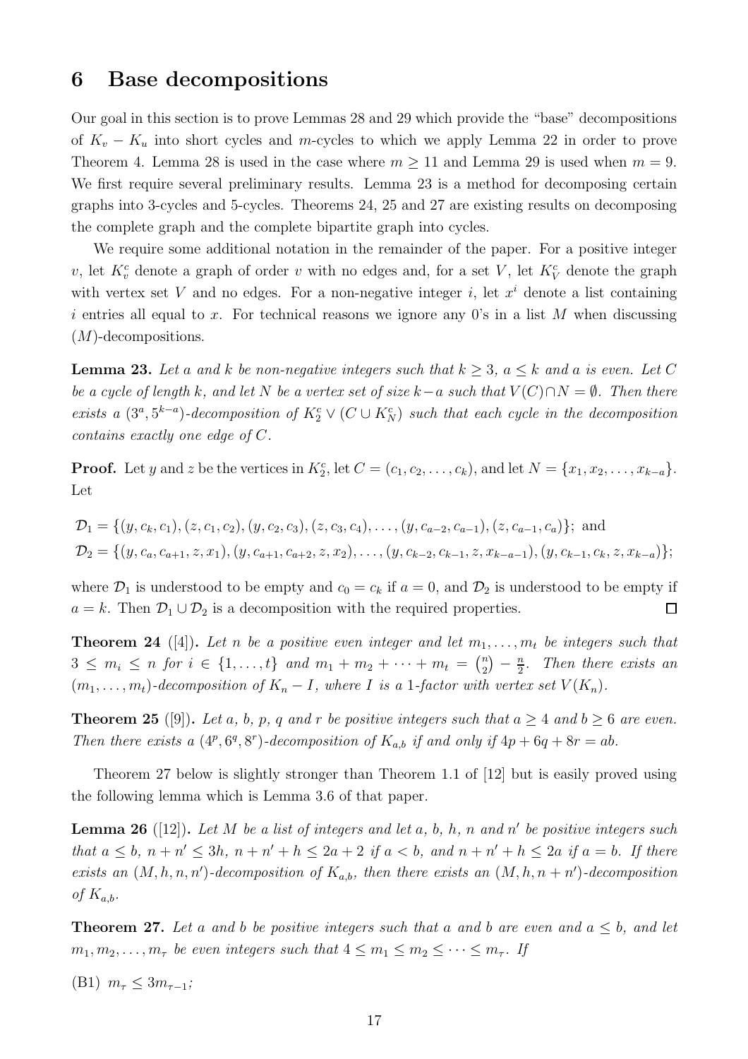## 6 Base decompositions

Our goal in this section is to prove Lemmas 28 and 29 which provide the "base" decompositions of $K_v - K_u$ into short cycles and $m$-cycles to which we apply Lemma 22 in order to prove Theorem 4. Lemma 28 is used in the case where $m \geq 11$ and Lemma 29 is used when $m = 9$. We first require several preliminary results. Lemma 23 is a method for decomposing certain graphs into 3-cycles and 5-cycles. Theorems 24, 25 and 27 are existing results on decomposing the complete graph and the complete bipartite graph into cycles.

We require some additional notation in the remainder of the paper. For a positive integer $v$, let $K_v^c$ denote a graph of order $v$ with no edges and, for a set $V$, let $K_V^c$ denote the graph with vertex set $V$ and no edges. For a non-negative integer $i$, let $x^i$ denote a list containing $i$ entries all equal to $x$. For technical reasons we ignore any 0's in a list $M$ when discussing $(M)$-decompositions.

**Lemma 23.** *Let $a$ and $k$ be non-negative integers such that $k \geq 3$, $a \leq k$ and $a$ is even. Let $C$ be a cycle of length $k$, and let $N$ be a vertex set of size $k-a$ such that $V(C) \cap N = \emptyset$. Then there exists a $(3^a, 5^{k-a})$-decomposition of $K_2^c \vee (C \cup K_N^c)$ such that each cycle in the decomposition contains exactly one edge of $C$.*

**Proof.** Let $y$ and $z$ be the vertices in $K_2^c$, let $C = (c_1, c_2, \ldots, c_k)$, and let $N = \{x_1, x_2, \ldots, x_{k-a}\}$. Let

$$\mathcal{D}_1 = \{(y, c_k, c_1), (z, c_1, c_2), (y, c_2, c_3), (z, c_3, c_4), \ldots, (y, c_{a-2}, c_{a-1}), (z, c_{a-1}, c_a)\}; \text{ and}$$
$$\mathcal{D}_2 = \{(y, c_a, c_{a+1}, z, x_1), (y, c_{a+1}, c_{a+2}, z, x_2), \ldots, (y, c_{k-2}, c_{k-1}, z, x_{k-a-1}), (y, c_{k-1}, c_k, z, x_{k-a})\};$$

where $\mathcal{D}_1$ is understood to be empty and $c_0 = c_k$ if $a = 0$, and $\mathcal{D}_2$ is understood to be empty if $a = k$. Then $\mathcal{D}_1 \cup \mathcal{D}_2$ is a decomposition with the required properties. □

**Theorem 24** ([4])**.** *Let $n$ be a positive even integer and let $m_1, \ldots, m_t$ be integers such that $3 \leq m_i \leq n$ for $i \in \{1, \ldots, t\}$ and $m_1 + m_2 + \cdots + m_t = \binom{n}{2} - \frac{n}{2}$. Then there exists an $(m_1, \ldots, m_t)$-decomposition of $K_n - I$, where $I$ is a 1-factor with vertex set $V(K_n)$.*

**Theorem 25** ([9])**.** *Let $a$, $b$, $p$, $q$ and $r$ be positive integers such that $a \geq 4$ and $b \geq 6$ are even. Then there exists a $(4^p, 6^q, 8^r)$-decomposition of $K_{a,b}$ if and only if $4p + 6q + 8r = ab$.*

Theorem 27 below is slightly stronger than Theorem 1.1 of [12] but is easily proved using the following lemma which is Lemma 3.6 of that paper.

**Lemma 26** ([12])**.** *Let $M$ be a list of integers and let $a$, $b$, $h$, $n$ and $n'$ be positive integers such that $a \leq b$, $n + n' \leq 3h$, $n + n' + h \leq 2a + 2$ if $a < b$, and $n + n' + h \leq 2a$ if $a = b$. If there exists an $(M, h, n, n')$-decomposition of $K_{a,b}$, then there exists an $(M, h, n + n')$-decomposition of $K_{a,b}$.*

**Theorem 27.** *Let $a$ and $b$ be positive integers such that $a$ and $b$ are even and $a \leq b$, and let $m_1, m_2, \ldots, m_\tau$ be even integers such that $4 \leq m_1 \leq m_2 \leq \cdots \leq m_\tau$. If*

(B1) $m_\tau \leq 3m_{\tau-1}$;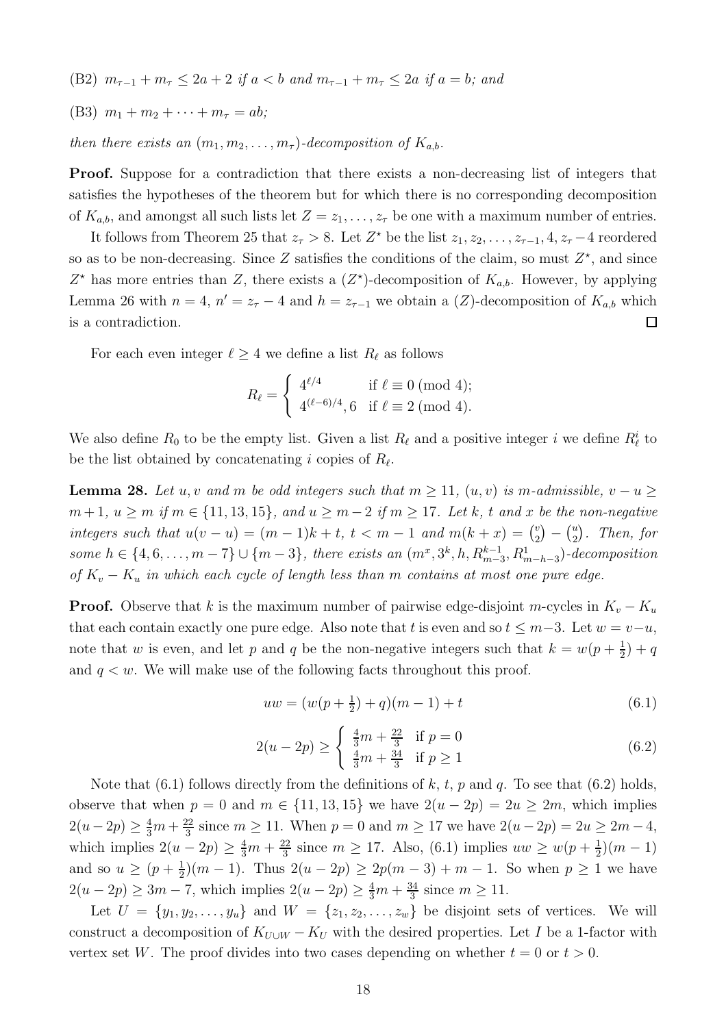(B2) $m_{\tau-1} + m_\tau \leq 2a + 2$ *if* $a < b$ *and* $m_{\tau-1} + m_\tau \leq 2a$ *if* $a = b$*; and*

(B3) $m_1 + m_2 + \cdots + m_\tau = ab$*;*

*then there exists an* $(m_1, m_2, \ldots, m_\tau)$*-decomposition of* $K_{a,b}$*.*

**Proof.** Suppose for a contradiction that there exists a non-decreasing list of integers that satisfies the hypotheses of the theorem but for which there is no corresponding decomposition of $K_{a,b}$, and amongst all such lists let $Z = z_1, \ldots, z_\tau$ be one with a maximum number of entries.

It follows from Theorem 25 that $z_\tau > 8$. Let $Z^\star$ be the list $z_1, z_2, \ldots, z_{\tau-1}, 4, z_\tau - 4$ reordered so as to be non-decreasing. Since $Z$ satisfies the conditions of the claim, so must $Z^\star$, and since $Z^\star$ has more entries than $Z$, there exists a $(Z^\star)$-decomposition of $K_{a,b}$. However, by applying Lemma 26 with $n = 4$, $n' = z_\tau - 4$ and $h = z_{\tau-1}$ we obtain a $(Z)$-decomposition of $K_{a,b}$ which is a contradiction. □

For each even integer $\ell \geq 4$ we define a list $R_\ell$ as follows

$$R_\ell = \begin{cases} 4^{\ell/4} & \text{if } \ell \equiv 0 \pmod 4; \\ 4^{(\ell-6)/4}, 6 & \text{if } \ell \equiv 2 \pmod 4. \end{cases}$$

We also define $R_0$ to be the empty list. Given a list $R_\ell$ and a positive integer $i$ we define $R_\ell^i$ to be the list obtained by concatenating $i$ copies of $R_\ell$.

**Lemma 28.** *Let* $u, v$ *and* $m$ *be odd integers such that* $m \geq 11$*,* $(u, v)$ *is* $m$*-admissible,* $v - u \geq m + 1$*,* $u \geq m$ *if* $m \in \{11, 13, 15\}$*, and* $u \geq m - 2$ *if* $m \geq 17$*. Let* $k$*,* $t$ *and* $x$ *be the non-negative integers such that* $u(v - u) = (m-1)k + t$*,* $t < m - 1$ *and* $m(k + x) = \binom{v}{2} - \binom{u}{2}$*. Then, for some* $h \in \{4, 6, \ldots, m - 7\} \cup \{m - 3\}$*, there exists an* $(m^x, 3^k, h, R_{m-3}^{k-1}, R_{m-h-3}^1)$*-decomposition of* $K_v - K_u$ *in which each cycle of length less than* $m$ *contains at most one pure edge.*

**Proof.** Observe that $k$ is the maximum number of pairwise edge-disjoint $m$-cycles in $K_v - K_u$ that each contain exactly one pure edge. Also note that $t$ is even and so $t \leq m-3$. Let $w = v-u$, note that $w$ is even, and let $p$ and $q$ be the non-negative integers such that $k = w(p + \frac{1}{2}) + q$ and $q < w$. We will make use of the following facts throughout this proof.

$$uw = (w(p + \tfrac{1}{2}) + q)(m - 1) + t \tag{6.1}$$

$$2(u - 2p) \geq \begin{cases} \frac{4}{3}m + \frac{22}{3} & \text{if } p = 0 \\ \frac{4}{3}m + \frac{34}{3} & \text{if } p \geq 1 \end{cases} \tag{6.2}$$

Note that (6.1) follows directly from the definitions of $k$, $t$, $p$ and $q$. To see that (6.2) holds, observe that when $p = 0$ and $m \in \{11, 13, 15\}$ we have $2(u - 2p) = 2u \geq 2m$, which implies $2(u - 2p) \geq \frac{4}{3}m + \frac{22}{3}$ since $m \geq 11$. When $p = 0$ and $m \geq 17$ we have $2(u - 2p) = 2u \geq 2m - 4$, which implies $2(u - 2p) \geq \frac{4}{3}m + \frac{22}{3}$ since $m \geq 17$. Also, (6.1) implies $uw \geq w(p + \frac{1}{2})(m - 1)$ and so $u \geq (p + \frac{1}{2})(m - 1)$. Thus $2(u - 2p) \geq 2p(m - 3) + m - 1$. So when $p \geq 1$ we have $2(u - 2p) \geq 3m - 7$, which implies $2(u - 2p) \geq \frac{4}{3}m + \frac{34}{3}$ since $m \geq 11$.

Let $U = \{y_1, y_2, \ldots, y_u\}$ and $W = \{z_1, z_2, \ldots, z_w\}$ be disjoint sets of vertices. We will construct a decomposition of $K_{U \cup W} - K_U$ with the desired properties. Let $I$ be a 1-factor with vertex set $W$. The proof divides into two cases depending on whether $t = 0$ or $t > 0$.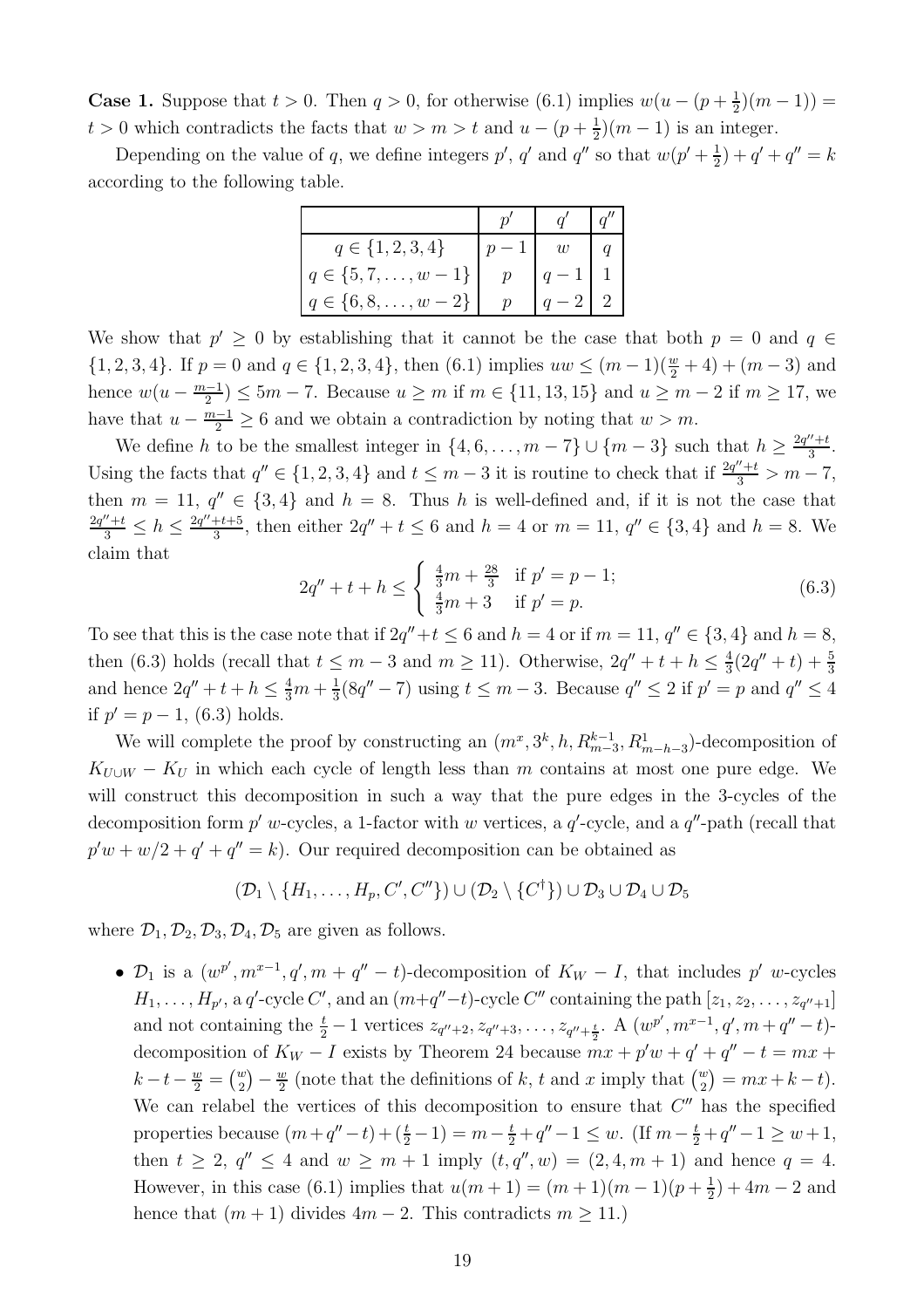**Case 1.** Suppose that $t > 0$. Then $q > 0$, for otherwise (6.1) implies $w(u - (p + \frac{1}{2})(m-1)) = t > 0$ which contradicts the facts that $w > m > t$ and $u - (p + \frac{1}{2})(m-1)$ is an integer.

Depending on the value of $q$, we define integers $p'$, $q'$ and $q''$ so that $w(p' + \frac{1}{2}) + q' + q'' = k$ according to the following table.

| | $p'$ | $q'$ | $q''$ |
|---|---|---|---|
| $q \in \{1, 2, 3, 4\}$ | $p-1$ | $w$ | $q$ |
| $q \in \{5, 7, \ldots, w-1\}$ | $p$ | $q-1$ | 1 |
| $q \in \{6, 8, \ldots, w-2\}$ | $p$ | $q-2$ | 2 |

We show that $p' \geq 0$ by establishing that it cannot be the case that both $p = 0$ and $q \in \{1, 2, 3, 4\}$. If $p = 0$ and $q \in \{1, 2, 3, 4\}$, then (6.1) implies $uw \leq (m-1)(\frac{w}{2} + 4) + (m-3)$ and hence $w(u - \frac{m-1}{2}) \leq 5m - 7$. Because $u \geq m$ if $m \in \{11, 13, 15\}$ and $u \geq m-2$ if $m \geq 17$, we have that $u - \frac{m-1}{2} \geq 6$ and we obtain a contradiction by noting that $w > m$.

We define $h$ to be the smallest integer in $\{4, 6, \ldots, m-7\} \cup \{m-3\}$ such that $h \geq \frac{2q''+t}{3}$. Using the facts that $q'' \in \{1, 2, 3, 4\}$ and $t \leq m-3$ it is routine to check that if $\frac{2q''+t}{3} > m-7$, then $m = 11$, $q'' \in \{3, 4\}$ and $h = 8$. Thus $h$ is well-defined and, if it is not the case that $\frac{2q''+t}{3} \leq h \leq \frac{2q''+t+5}{3}$, then either $2q''+t \leq 6$ and $h = 4$ or $m = 11$, $q'' \in \{3, 4\}$ and $h = 8$. We claim that

$$2q'' + t + h \leq \begin{cases} \frac{4}{3}m + \frac{28}{3} & \text{if } p' = p-1; \\ \frac{4}{3}m + 3 & \text{if } p' = p. \end{cases} \tag{6.3}$$

To see that this is the case note that if $2q''+t \leq 6$ and $h = 4$ or if $m = 11$, $q'' \in \{3, 4\}$ and $h = 8$, then (6.3) holds (recall that $t \leq m-3$ and $m \geq 11$). Otherwise, $2q'' + t + h \leq \frac{4}{3}(2q''+t) + \frac{5}{3}$ and hence $2q'' + t + h \leq \frac{4}{3}m + \frac{1}{3}(8q''-7)$ using $t \leq m-3$. Because $q'' \leq 2$ if $p' = p$ and $q'' \leq 4$ if $p' = p-1$, (6.3) holds.

We will complete the proof by constructing an $(m^x, 3^k, h, R^{k-1}_{m-3}, R^1_{m-h-3})$-decomposition of $K_{U \cup W} - K_U$ in which each cycle of length less than $m$ contains at most one pure edge. We will construct this decomposition in such a way that the pure edges in the 3-cycles of the decomposition form $p'$ $w$-cycles, a 1-factor with $w$ vertices, a $q'$-cycle, and a $q''$-path (recall that $p'w + w/2 + q' + q'' = k$). Our required decomposition can be obtained as

$$(\mathcal{D}_1 \setminus \{H_1, \ldots, H_p, C', C''\}) \cup (\mathcal{D}_2 \setminus \{C^\dagger\}) \cup \mathcal{D}_3 \cup \mathcal{D}_4 \cup \mathcal{D}_5$$

where $\mathcal{D}_1, \mathcal{D}_2, \mathcal{D}_3, \mathcal{D}_4, \mathcal{D}_5$ are given as follows.

- $\mathcal{D}_1$ is a $(w^{p'}, m^{x-1}, q', m + q'' - t)$-decomposition of $K_W - I$, that includes $p'$ $w$-cycles $H_1, \ldots, H_{p'}$, a $q'$-cycle $C'$, and an $(m+q''-t)$-cycle $C''$ containing the path $[z_1, z_2, \ldots, z_{q''+1}]$ and not containing the $\frac{t}{2} - 1$ vertices $z_{q''+2}, z_{q''+3}, \ldots, z_{q''+\frac{t}{2}}$. A $(w^{p'}, m^{x-1}, q', m + q'' - t)$-decomposition of $K_W - I$ exists by Theorem 24 because $mx + p'w + q' + q'' - t = mx + k - t - \frac{w}{2} = \binom{w}{2} - \frac{w}{2}$ (note that the definitions of $k$, $t$ and $x$ imply that $\binom{w}{2} = mx + k - t$). We can relabel the vertices of this decomposition to ensure that $C''$ has the specified properties because $(m + q'' - t) + (\frac{t}{2} - 1) = m - \frac{t}{2} + q'' - 1 \leq w$. (If $m - \frac{t}{2} + q'' - 1 \geq w + 1$, then $t \geq 2$, $q'' \leq 4$ and $w \geq m+1$ imply $(t, q'', w) = (2, 4, m+1)$ and hence $q = 4$. However, in this case (6.1) implies that $u(m+1) = (m+1)(m-1)(p + \frac{1}{2}) + 4m - 2$ and hence that $(m+1)$ divides $4m - 2$. This contradicts $m \geq 11$.)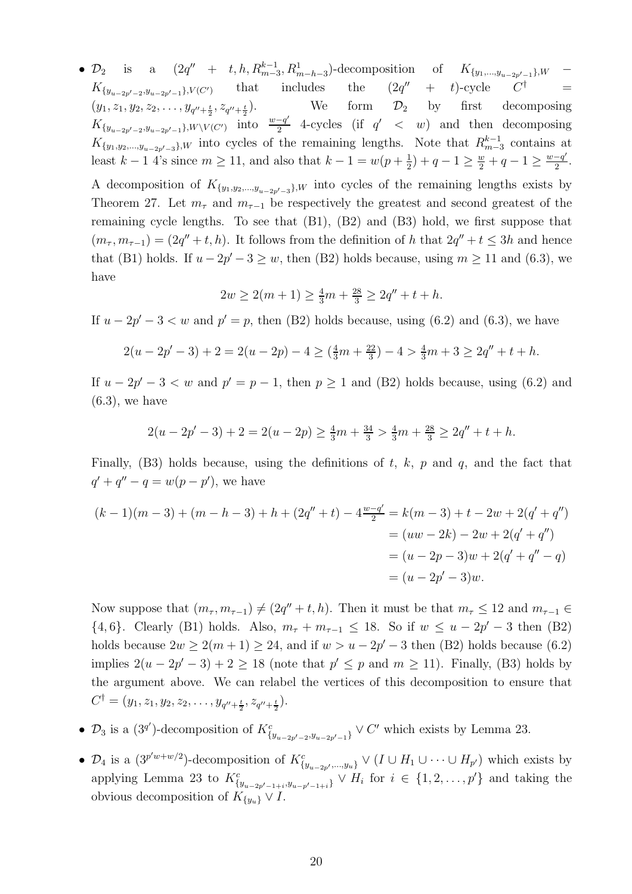- $\mathcal{D}_2$ is a $(2q''+t, h, R^{k-1}_{m-3}, R^1_{m-h-3})$-decomposition of $K_{\{y_1,\ldots,y_{u-2p'-1}\},W} - K_{\{y_{u-2p'-2},y_{u-2p'-1}\},V(C')}$ that includes the $(2q''+t)$-cycle $C^\dagger = (y_1, z_1, y_2, z_2, \ldots, y_{q''+\frac{t}{2}}, z_{q''+\frac{t}{2}})$. We form $\mathcal{D}_2$ by first decomposing $K_{\{y_{u-2p'-2},y_{u-2p'-1}\},W\setminus V(C')}$ into $\frac{w-q'}{2}$ 4-cycles (if $q' < w$) and then decomposing $K_{\{y_1,y_2,\ldots,y_{u-2p'-3}\},W}$ into cycles of the remaining lengths. Note that $R^{k-1}_{m-3}$ contains at least $k-1$ 4's since $m \geq 11$, and also that $k-1 = w(p+\frac{1}{2}) + q - 1 \geq \frac{w}{2} + q - 1 \geq \frac{w-q'}{2}$.

  A decomposition of $K_{\{y_1,y_2,\ldots,y_{u-2p'-3}\},W}$ into cycles of the remaining lengths exists by Theorem 27. Let $m_\tau$ and $m_{\tau-1}$ be respectively the greatest and second greatest of the remaining cycle lengths. To see that (B1), (B2) and (B3) hold, we first suppose that $(m_\tau, m_{\tau-1}) = (2q''+t, h)$. It follows from the definition of $h$ that $2q''+t \leq 3h$ and hence that (B1) holds. If $u-2p'-3 \geq w$, then (B2) holds because, using $m \geq 11$ and (6.3), we have

  $$2w \geq 2(m+1) \geq \tfrac{4}{3}m + \tfrac{28}{3} \geq 2q''+t+h.$$

  If $u-2p'-3 < w$ and $p' = p$, then (B2) holds because, using (6.2) and (6.3), we have

  $$2(u-2p'-3)+2 = 2(u-2p)-4 \geq (\tfrac{4}{3}m + \tfrac{22}{3}) - 4 > \tfrac{4}{3}m + 3 \geq 2q''+t+h.$$

  If $u-2p'-3 < w$ and $p' = p-1$, then $p \geq 1$ and (B2) holds because, using (6.2) and (6.3), we have

  $$2(u-2p'-3)+2 = 2(u-2p) \geq \tfrac{4}{3}m + \tfrac{34}{3} > \tfrac{4}{3}m + \tfrac{28}{3} \geq 2q''+t+h.$$

  Finally, (B3) holds because, using the definitions of $t$, $k$, $p$ and $q$, and the fact that $q'+q''-q = w(p-p')$, we have

  $$\begin{aligned}
  (k-1)(m-3) + (m-h-3) + h + (2q''+t) - 4\tfrac{w-q'}{2} &= k(m-3) + t - 2w + 2(q'+q'') \\
  &= (uw - 2k) - 2w + 2(q'+q'') \\
  &= (u-2p-3)w + 2(q'+q''-q) \\
  &= (u-2p'-3)w.
  \end{aligned}$$

  Now suppose that $(m_\tau, m_{\tau-1}) \neq (2q''+t, h)$. Then it must be that $m_\tau \leq 12$ and $m_{\tau-1} \in \{4,6\}$. Clearly (B1) holds. Also, $m_\tau + m_{\tau-1} \leq 18$. So if $w \leq u-2p'-3$ then (B2) holds because $2w \geq 2(m+1) \geq 24$, and if $w > u-2p'-3$ then (B2) holds because (6.2) implies $2(u-2p'-3)+2 \geq 18$ (note that $p' \leq p$ and $m \geq 11$). Finally, (B3) holds by the argument above. We can relabel the vertices of this decomposition to ensure that $C^\dagger = (y_1, z_1, y_2, z_2, \ldots, y_{q''+\frac{t}{2}}, z_{q''+\frac{t}{2}})$.

- $\mathcal{D}_3$ is a $(3^{q'})$-decomposition of $K^c_{\{y_{u-2p'-2},y_{u-2p'-1}\}} \vee C'$ which exists by Lemma 23.

- $\mathcal{D}_4$ is a $(3^{p'w+w/2})$-decomposition of $K^c_{\{y_{u-2p'},\ldots,y_u\}} \vee (I \cup H_1 \cup \cdots \cup H_{p'})$ which exists by applying Lemma 23 to $K^c_{\{y_{u-2p'-1+i},y_{u-p'-1+i}\}} \vee H_i$ for $i \in \{1,2,\ldots,p'\}$ and taking the obvious decomposition of $K_{\{y_u\}} \vee I$.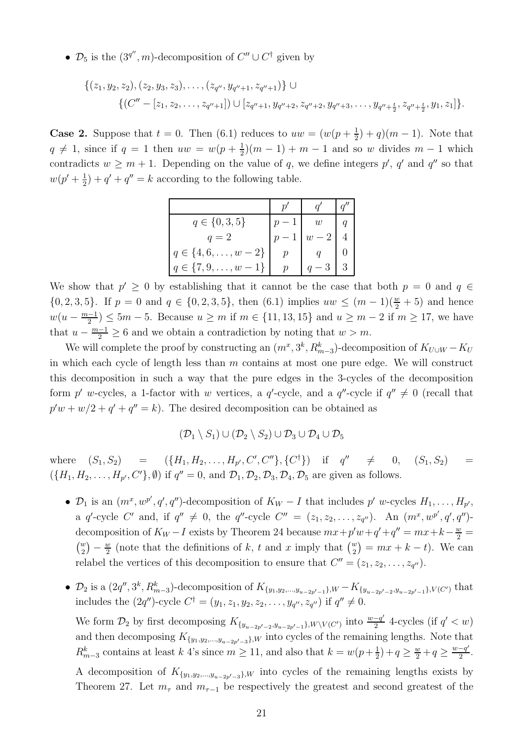- $\mathcal{D}_5$ is the $(3^{q''}, m)$-decomposition of $C'' \cup C^\dagger$ given by

$$\{(z_1, y_2, z_2), (z_2, y_3, z_3), \ldots, (z_{q''}, y_{q''+1}, z_{q''+1})\} \cup$$
$$\{(C'' - [z_1, z_2, \ldots, z_{q''+1}]) \cup [z_{q''+1}, y_{q''+2}, z_{q''+2}, y_{q''+3}, \ldots, y_{q''+\frac{t}{2}}, z_{q''+\frac{t}{2}}, y_1, z_1]\}.$$

**Case 2.** Suppose that $t = 0$. Then (6.1) reduces to $uw = (w(p + \frac{1}{2}) + q)(m - 1)$. Note that $q \neq 1$, since if $q = 1$ then $uw = w(p + \frac{1}{2})(m - 1) + m - 1$ and so $w$ divides $m - 1$ which contradicts $w \geq m + 1$. Depending on the value of $q$, we define integers $p'$, $q'$ and $q''$ so that $w(p' + \frac{1}{2}) + q' + q'' = k$ according to the following table.

| | $p'$ | $q'$ | $q''$ |
|---|---|---|---|
| $q \in \{0, 3, 5\}$ | $p - 1$ | $w$ | $q$ |
| $q = 2$ | $p - 1$ | $w - 2$ | $4$ |
| $q \in \{4, 6, \ldots, w - 2\}$ | $p$ | $q$ | $0$ |
| $q \in \{7, 9, \ldots, w - 1\}$ | $p$ | $q - 3$ | $3$ |

We show that $p' \geq 0$ by establishing that it cannot be the case that both $p = 0$ and $q \in \{0, 2, 3, 5\}$. If $p = 0$ and $q \in \{0, 2, 3, 5\}$, then (6.1) implies $uw \leq (m - 1)(\frac{w}{2} + 5)$ and hence $w(u - \frac{m-1}{2}) \leq 5m - 5$. Because $u \geq m$ if $m \in \{11, 13, 15\}$ and $u \geq m - 2$ if $m \geq 17$, we have that $u - \frac{m-1}{2} \geq 6$ and we obtain a contradiction by noting that $w > m$.

We will complete the proof by constructing an $(m^x, 3^k, R^k_{m-3})$-decomposition of $K_{U \cup W} - K_U$ in which each cycle of length less than $m$ contains at most one pure edge. We will construct this decomposition in such a way that the pure edges in the 3-cycles of the decomposition form $p'$ $w$-cycles, a 1-factor with $w$ vertices, a $q'$-cycle, and a $q''$-cycle if $q'' \neq 0$ (recall that $p'w + w/2 + q' + q'' = k$). The desired decomposition can be obtained as

$$(\mathcal{D}_1 \setminus S_1) \cup (\mathcal{D}_2 \setminus S_2) \cup \mathcal{D}_3 \cup \mathcal{D}_4 \cup \mathcal{D}_5$$

where $(S_1, S_2) = (\{H_1, H_2, \ldots, H_{p'}, C', C''\}, \{C^\dagger\})$ if $q'' \neq 0$, $(S_1, S_2) = (\{H_1, H_2, \ldots, H_{p'}, C'\}, \emptyset)$ if $q'' = 0$, and $\mathcal{D}_1, \mathcal{D}_2, \mathcal{D}_3, \mathcal{D}_4, \mathcal{D}_5$ are given as follows.

- $\mathcal{D}_1$ is an $(m^x, w^{p'}, q', q'')$-decomposition of $K_W - I$ that includes $p'$ $w$-cycles $H_1, \ldots, H_{p'}$, a $q'$-cycle $C'$ and, if $q'' \neq 0$, the $q''$-cycle $C'' = (z_1, z_2, \ldots, z_{q''})$. An $(m^x, w^{p'}, q', q'')$-decomposition of $K_W - I$ exists by Theorem 24 because $mx + p'w + q' + q'' = mx + k - \frac{w}{2} = \binom{w}{2} - \frac{w}{2}$ (note that the definitions of $k$, $t$ and $x$ imply that $\binom{w}{2} = mx + k - t$). We can relabel the vertices of this decomposition to ensure that $C'' = (z_1, z_2, \ldots, z_{q''})$.

- $\mathcal{D}_2$ is a $(2q'', 3^k, R^k_{m-3})$-decomposition of $K_{\{y_1, y_2, \ldots, y_{u-2p'-1}\}, W} - K_{\{y_{u-2p'-2}, y_{u-2p'-1}\}, V(C')}$ that includes the $(2q'')$-cycle $C^\dagger = (y_1, z_1, y_2, z_2, \ldots, y_{q''}, z_{q''})$ if $q'' \neq 0$.

  We form $\mathcal{D}_2$ by first decomposing $K_{\{y_{u-2p'-2}, y_{u-2p'-1}\}, W \setminus V(C')}$ into $\frac{w-q'}{2}$ 4-cycles (if $q' < w$) and then decomposing $K_{\{y_1, y_2, \ldots, y_{u-2p'-3}\}, W}$ into cycles of the remaining lengths. Note that $R^k_{m-3}$ contains at least $k$ 4's since $m \geq 11$, and also that $k = w(p + \frac{1}{2}) + q \geq \frac{w}{2} + q \geq \frac{w-q'}{2}$.

  A decomposition of $K_{\{y_1, y_2, \ldots, y_{u-2p'-3}\}, W}$ into cycles of the remaining lengths exists by Theorem 27. Let $m_\tau$ and $m_{\tau-1}$ be respectively the greatest and second greatest of the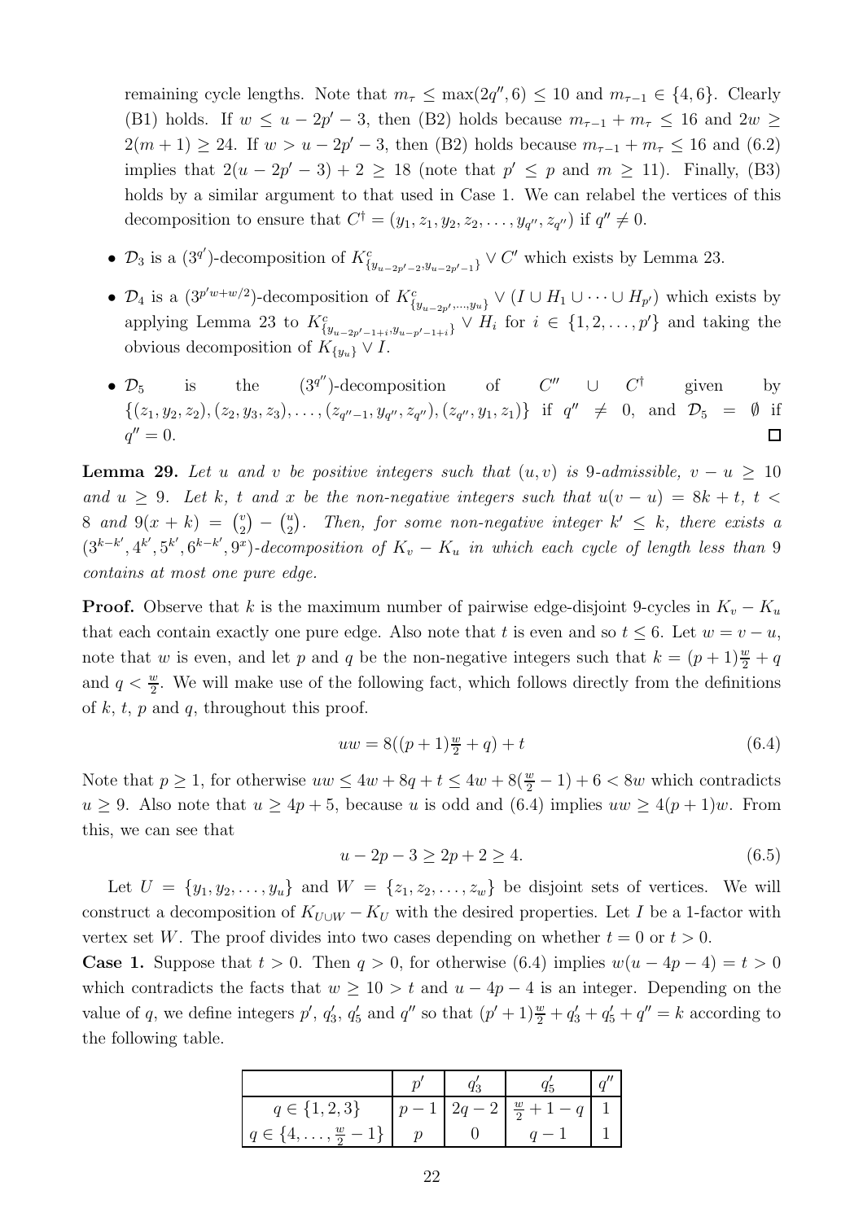remaining cycle lengths. Note that $m_\tau \leq \max(2q'', 6) \leq 10$ and $m_{\tau-1} \in \{4, 6\}$. Clearly (B1) holds. If $w \leq u - 2p' - 3$, then (B2) holds because $m_{\tau-1} + m_\tau \leq 16$ and $2w \geq 2(m+1) \geq 24$. If $w > u - 2p' - 3$, then (B2) holds because $m_{\tau-1} + m_\tau \leq 16$ and (6.2) implies that $2(u - 2p' - 3) + 2 \geq 18$ (note that $p' \leq p$ and $m \geq 11$). Finally, (B3) holds by a similar argument to that used in Case 1. We can relabel the vertices of this decomposition to ensure that $C^\dagger = (y_1, z_1, y_2, z_2, \ldots, y_{q''}, z_{q''})$ if $q'' \neq 0$.

- $\mathcal{D}_3$ is a $(3^{q'})$-decomposition of $K^c_{\{y_{u-2p'-2}, y_{u-2p'-1}\}} \vee C'$ which exists by Lemma 23.
- $\mathcal{D}_4$ is a $(3^{p'w+w/2})$-decomposition of $K^c_{\{y_{u-2p'}, \ldots, y_u\}} \vee (I \cup H_1 \cup \cdots \cup H_{p'})$ which exists by applying Lemma 23 to $K^c_{\{y_{u-2p'-1+i}, y_{u-p'-1+i}\}} \vee H_i$ for $i \in \{1, 2, \ldots, p'\}$ and taking the obvious decomposition of $K_{\{y_u\}} \vee I$.
- $\mathcal{D}_5$ is the $(3^{q''})$-decomposition of $C'' \cup C^\dagger$ given by $\{(z_1, y_2, z_2), (z_2, y_3, z_3), \ldots, (z_{q''-1}, y_{q''}, z_{q''}), (z_{q''}, y_1, z_1)\}$ if $q'' \neq 0$, and $\mathcal{D}_5 = \emptyset$ if $q'' = 0$. □

**Lemma 29.** *Let $u$ and $v$ be positive integers such that $(u, v)$ is 9-admissible, $v - u \geq 10$ and $u \geq 9$. Let $k$, $t$ and $x$ be the non-negative integers such that $u(v - u) = 8k + t$, $t < 8$ and $9(x + k) = \binom{v}{2} - \binom{u}{2}$. Then, for some non-negative integer $k' \leq k$, there exists a $(3^{k-k'}, 4^{k'}, 5^{k'}, 6^{k-k'}, 9^x)$-decomposition of $K_v - K_u$ in which each cycle of length less than 9 contains at most one pure edge.*

**Proof.** Observe that $k$ is the maximum number of pairwise edge-disjoint 9-cycles in $K_v - K_u$ that each contain exactly one pure edge. Also note that $t$ is even and so $t \leq 6$. Let $w = v - u$, note that $w$ is even, and let $p$ and $q$ be the non-negative integers such that $k = (p+1)\frac{w}{2} + q$ and $q < \frac{w}{2}$. We will make use of the following fact, which follows directly from the definitions of $k$, $t$, $p$ and $q$, throughout this proof.

$$uw = 8((p+1)\tfrac{w}{2} + q) + t \tag{6.4}$$

Note that $p \geq 1$, for otherwise $uw \leq 4w + 8q + t \leq 4w + 8(\frac{w}{2} - 1) + 6 < 8w$ which contradicts $u \geq 9$. Also note that $u \geq 4p + 5$, because $u$ is odd and (6.4) implies $uw \geq 4(p+1)w$. From this, we can see that

$$u - 2p - 3 \geq 2p + 2 \geq 4. \tag{6.5}$$

Let $U = \{y_1, y_2, \ldots, y_u\}$ and $W = \{z_1, z_2, \ldots, z_w\}$ be disjoint sets of vertices. We will construct a decomposition of $K_{U \cup W} - K_U$ with the desired properties. Let $I$ be a 1-factor with vertex set $W$. The proof divides into two cases depending on whether $t = 0$ or $t > 0$.

**Case 1.** Suppose that $t > 0$. Then $q > 0$, for otherwise (6.4) implies $w(u - 4p - 4) = t > 0$ which contradicts the facts that $w \geq 10 > t$ and $u - 4p - 4$ is an integer. Depending on the value of $q$, we define integers $p'$, $q'_3$, $q'_5$ and $q''$ so that $(p'+1)\frac{w}{2} + q'_3 + q'_5 + q'' = k$ according to the following table.

| | $p'$ | $q'_3$ | $q'_5$ | $q''$ |
|---|---|---|---|---|
| $q \in \{1, 2, 3\}$ | $p - 1$ | $2q - 2$ | $\frac{w}{2} + 1 - q$ | 1 |
| $q \in \{4, \ldots, \frac{w}{2} - 1\}$ | $p$ | 0 | $q - 1$ | 1 |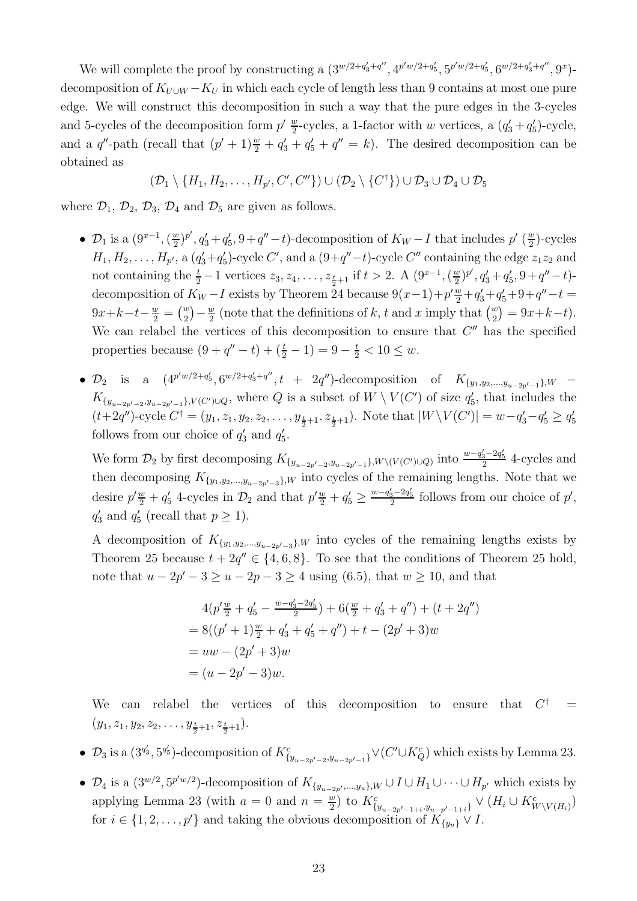We will complete the proof by constructing a $(3^{w/2+q_3'+q''}, 4^{p'w/2+q_5'}, 5^{p'w/2+q_5'}, 6^{w/2+q_3'+q''}, 9^x)$-decomposition of $K_{U\cup W} - K_U$ in which each cycle of length less than 9 contains at most one pure edge. We will construct this decomposition in such a way that the pure edges in the 3-cycles and 5-cycles of the decomposition form $p'$ $\frac{w}{2}$-cycles, a 1-factor with $w$ vertices, a $(q_3'+q_5')$-cycle, and a $q''$-path (recall that $(p'+1)\frac{w}{2} + q_3' + q_5' + q'' = k$). The desired decomposition can be obtained as

$$(\mathcal{D}_1 \setminus \{H_1, H_2, \dots, H_{p'}, C', C''\}) \cup (\mathcal{D}_2 \setminus \{C^\dagger\}) \cup \mathcal{D}_3 \cup \mathcal{D}_4 \cup \mathcal{D}_5$$

where $\mathcal{D}_1$, $\mathcal{D}_2$, $\mathcal{D}_3$, $\mathcal{D}_4$ and $\mathcal{D}_5$ are given as follows.

- $\mathcal{D}_1$ is a $(9^{x-1}, (\frac{w}{2})^{p'}, q_3'+q_5', 9+q''-t)$-decomposition of $K_W - I$ that includes $p'$ $(\frac{w}{2})$-cycles $H_1, H_2, \dots, H_{p'}$, a $(q_3'+q_5')$-cycle $C'$, and a $(9+q''-t)$-cycle $C''$ containing the edge $z_1z_2$ and not containing the $\frac{t}{2}-1$ vertices $z_3, z_4, \dots, z_{\frac{t}{2}+1}$ if $t > 2$. A $(9^{x-1}, (\frac{w}{2})^{p'}, q_3'+q_5', 9+q''-t)$-decomposition of $K_W - I$ exists by Theorem 24 because $9(x-1)+p'\frac{w}{2}+q_3'+q_5'+9+q''-t = 9x+k-t-\frac{w}{2} = \binom{w}{2}-\frac{w}{2}$ (note that the definitions of $k$, $t$ and $x$ imply that $\binom{w}{2} = 9x+k-t$). We can relabel the vertices of this decomposition to ensure that $C''$ has the specified properties because $(9+q''-t)+(\frac{t}{2}-1) = 9-\frac{t}{2} < 10 \le w$.

- $\mathcal{D}_2$ is a $(4^{p'w/2+q_5'}, 6^{w/2+q_3'+q''}, t+2q'')$-decomposition of $K_{\{y_1,y_2,\dots,y_{u-2p'-1}\},W} - K_{\{y_{u-2p'-2},y_{u-2p'-1}\},V(C')\cup Q}$, where $Q$ is a subset of $W \setminus V(C')$ of size $q_5'$, that includes the $(t+2q'')$-cycle $C^\dagger = (y_1, z_1, y_2, z_2, \dots, y_{\frac{t}{2}+1}, z_{\frac{t}{2}+1})$. Note that $|W \setminus V(C')| = w-q_3'-q_5' \ge q_5'$ follows from our choice of $q_3'$ and $q_5'$.

  We form $\mathcal{D}_2$ by first decomposing $K_{\{y_{u-2p'-2},y_{u-2p'-1}\},W\setminus(V(C')\cup Q)}$ into $\frac{w-q_3'-2q_5'}{2}$ 4-cycles and then decomposing $K_{\{y_1,y_2,\dots,y_{u-2p'-3}\},W}$ into cycles of the remaining lengths. Note that we desire $p'\frac{w}{2}+q_5'$ 4-cycles in $\mathcal{D}_2$ and that $p'\frac{w}{2}+q_5' \ge \frac{w-q_3'-2q_5'}{2}$ follows from our choice of $p'$, $q_3'$ and $q_5'$ (recall that $p \ge 1$).

  A decomposition of $K_{\{y_1,y_2,\dots,y_{u-2p'-3}\},W}$ into cycles of the remaining lengths exists by Theorem 25 because $t+2q'' \in \{4,6,8\}$. To see that the conditions of Theorem 25 hold, note that $u-2p'-3 \ge u-2p-3 \ge 4$ using (6.5), that $w \ge 10$, and that

$$\begin{aligned}
&4(p'\tfrac{w}{2}+q_5'-\tfrac{w-q_3'-2q_5'}{2}) + 6(\tfrac{w}{2}+q_3'+q'') + (t+2q'') \\
&= 8((p'+1)\tfrac{w}{2}+q_3'+q_5'+q'') + t - (2p'+3)w \\
&= uw - (2p'+3)w \\
&= (u-2p'-3)w.
\end{aligned}$$

  We can relabel the vertices of this decomposition to ensure that $C^\dagger = (y_1, z_1, y_2, z_2, \dots, y_{\frac{t}{2}+1}, z_{\frac{t}{2}+1})$.

- $\mathcal{D}_3$ is a $(3^{q_3'}, 5^{q_5'})$-decomposition of $K^c_{\{y_{u-2p'-2},y_{u-2p'-1}\}} \vee (C' \cup K^c_Q)$ which exists by Lemma 23.

- $\mathcal{D}_4$ is a $(3^{w/2}, 5^{p'w/2})$-decomposition of $K_{\{y_{u-2p'},\dots,y_u\},W} \cup I \cup H_1 \cup \dots \cup H_{p'}$ which exists by applying Lemma 23 (with $a=0$ and $n=\frac{w}{2}$) to $K^c_{\{y_{u-2p'-1+i},y_{u-p'-1+i}\}} \vee (H_i \cup K^c_{W\setminus V(H_i)})$ for $i \in \{1,2,\dots,p'\}$ and taking the obvious decomposition of $K_{\{y_u\}} \vee I$.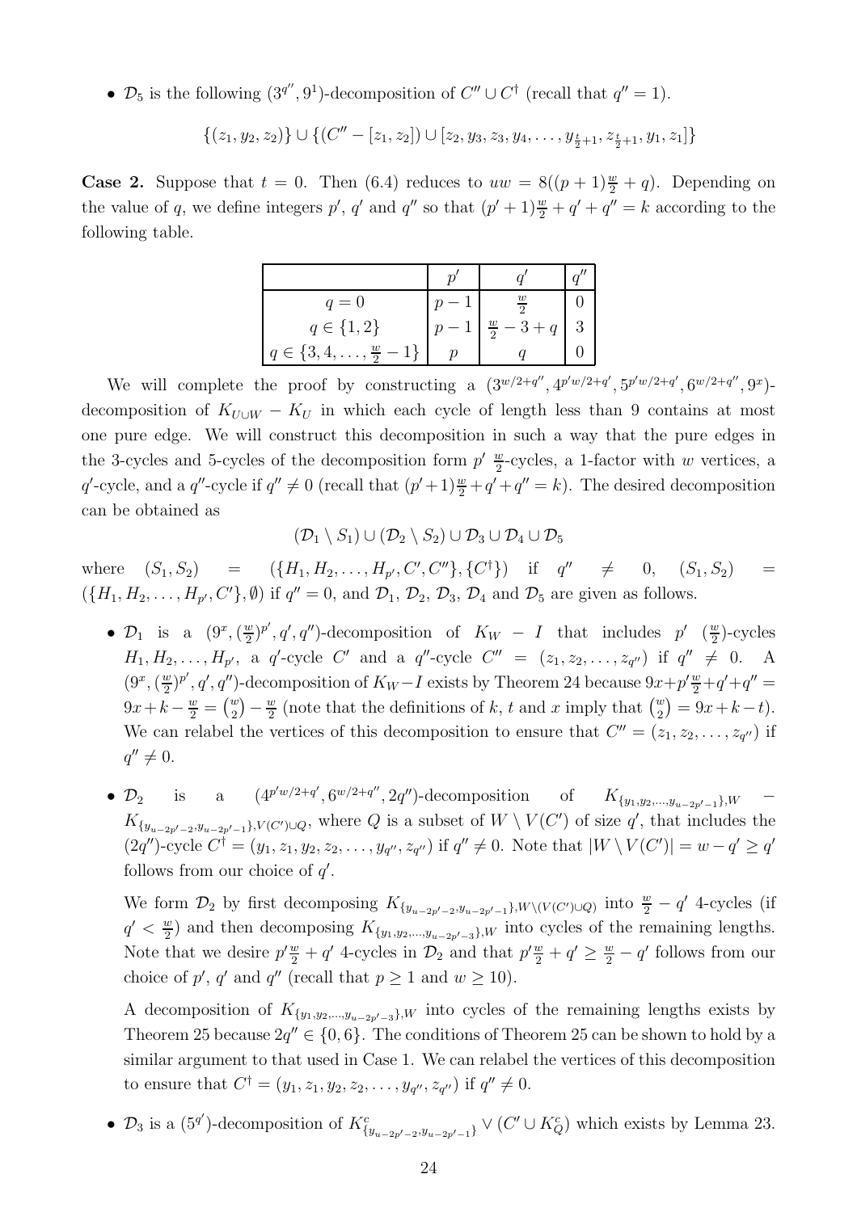- $\mathcal{D}_5$ is the following $(3^{q''}, 9^1)$-decomposition of $C'' \cup C^\dagger$ (recall that $q'' = 1$).

$$\{(z_1, y_2, z_2)\} \cup \{(C'' - [z_1, z_2]) \cup [z_2, y_3, z_3, y_4, \ldots, y_{\frac{t}{2}+1}, z_{\frac{t}{2}+1}, y_1, z_1]\}$$

**Case 2.** Suppose that $t = 0$. Then (6.4) reduces to $uw = 8((p+1)\frac{w}{2} + q)$. Depending on the value of $q$, we define integers $p'$, $q'$ and $q''$ so that $(p'+1)\frac{w}{2} + q' + q'' = k$ according to the following table.

| | $p'$ | $q'$ | $q''$ |
|---|---|---|---|
| $q = 0$ | $p - 1$ | $\frac{w}{2}$ | 0 |
| $q \in \{1, 2\}$ | $p - 1$ | $\frac{w}{2} - 3 + q$ | 3 |
| $q \in \{3, 4, \ldots, \frac{w}{2} - 1\}$ | $p$ | $q$ | 0 |

We will complete the proof by constructing a $(3^{w/2+q''}, 4^{p'w/2+q'}, 5^{p'w/2+q'}, 6^{w/2+q''}, 9^x)$-decomposition of $K_{U\cup W} - K_U$ in which each cycle of length less than 9 contains at most one pure edge. We will construct this decomposition in such a way that the pure edges in the 3-cycles and 5-cycles of the decomposition form $p'$ $\frac{w}{2}$-cycles, a 1-factor with $w$ vertices, a $q'$-cycle, and a $q''$-cycle if $q'' \neq 0$ (recall that $(p'+1)\frac{w}{2} + q' + q'' = k$). The desired decomposition can be obtained as

$$(\mathcal{D}_1 \setminus S_1) \cup (\mathcal{D}_2 \setminus S_2) \cup \mathcal{D}_3 \cup \mathcal{D}_4 \cup \mathcal{D}_5$$

where $(S_1, S_2) = (\{H_1, H_2, \ldots, H_{p'}, C', C''\}, \{C^\dagger\})$ if $q'' \neq 0$, $(S_1, S_2) = (\{H_1, H_2, \ldots, H_{p'}, C'\}, \emptyset)$ if $q'' = 0$, and $\mathcal{D}_1$, $\mathcal{D}_2$, $\mathcal{D}_3$, $\mathcal{D}_4$ and $\mathcal{D}_5$ are given as follows.

- $\mathcal{D}_1$ is a $(9^x, (\frac{w}{2})^{p'}, q', q'')$-decomposition of $K_W - I$ that includes $p'$ $(\frac{w}{2})$-cycles $H_1, H_2, \ldots, H_{p'}$, a $q'$-cycle $C'$ and a $q''$-cycle $C'' = (z_1, z_2, \ldots, z_{q''})$ if $q'' \neq 0$. A $(9^x, (\frac{w}{2})^{p'}, q', q'')$-decomposition of $K_W - I$ exists by Theorem 24 because $9x + p'\frac{w}{2} + q' + q'' = 9x + k - \frac{w}{2} = \binom{w}{2} - \frac{w}{2}$ (note that the definitions of $k$, $t$ and $x$ imply that $\binom{w}{2} = 9x + k - t$). We can relabel the vertices of this decomposition to ensure that $C'' = (z_1, z_2, \ldots, z_{q''})$ if $q'' \neq 0$.

- $\mathcal{D}_2$ is a $(4^{p'w/2+q'}, 6^{w/2+q''}, 2q'')$-decomposition of $K_{\{y_1, y_2, \ldots, y_{u-2p'-1}\}, W} - K_{\{y_{u-2p'-2}, y_{u-2p'-1}\}, V(C') \cup Q}$, where $Q$ is a subset of $W \setminus V(C')$ of size $q'$, that includes the $(2q'')$-cycle $C^\dagger = (y_1, z_1, y_2, z_2, \ldots, y_{q''}, z_{q''})$ if $q'' \neq 0$. Note that $|W \setminus V(C')| = w - q' \geq q'$ follows from our choice of $q'$.

  We form $\mathcal{D}_2$ by first decomposing $K_{\{y_{u-2p'-2}, y_{u-2p'-1}\}, W \setminus (V(C') \cup Q)}$ into $\frac{w}{2} - q'$ 4-cycles (if $q' < \frac{w}{2}$) and then decomposing $K_{\{y_1, y_2, \ldots, y_{u-2p'-3}\}, W}$ into cycles of the remaining lengths. Note that we desire $p'\frac{w}{2} + q'$ 4-cycles in $\mathcal{D}_2$ and that $p'\frac{w}{2} + q' \geq \frac{w}{2} - q'$ follows from our choice of $p'$, $q'$ and $q''$ (recall that $p \geq 1$ and $w \geq 10$).

  A decomposition of $K_{\{y_1, y_2, \ldots, y_{u-2p'-3}\}, W}$ into cycles of the remaining lengths exists by Theorem 25 because $2q'' \in \{0, 6\}$. The conditions of Theorem 25 can be shown to hold by a similar argument to that used in Case 1. We can relabel the vertices of this decomposition to ensure that $C^\dagger = (y_1, z_1, y_2, z_2, \ldots, y_{q''}, z_{q''})$ if $q'' \neq 0$.

- $\mathcal{D}_3$ is a $(5^{q'})$-decomposition of $K^c_{\{y_{u-2p'-2}, y_{u-2p'-1}\}} \vee (C' \cup K^c_Q)$ which exists by Lemma 23.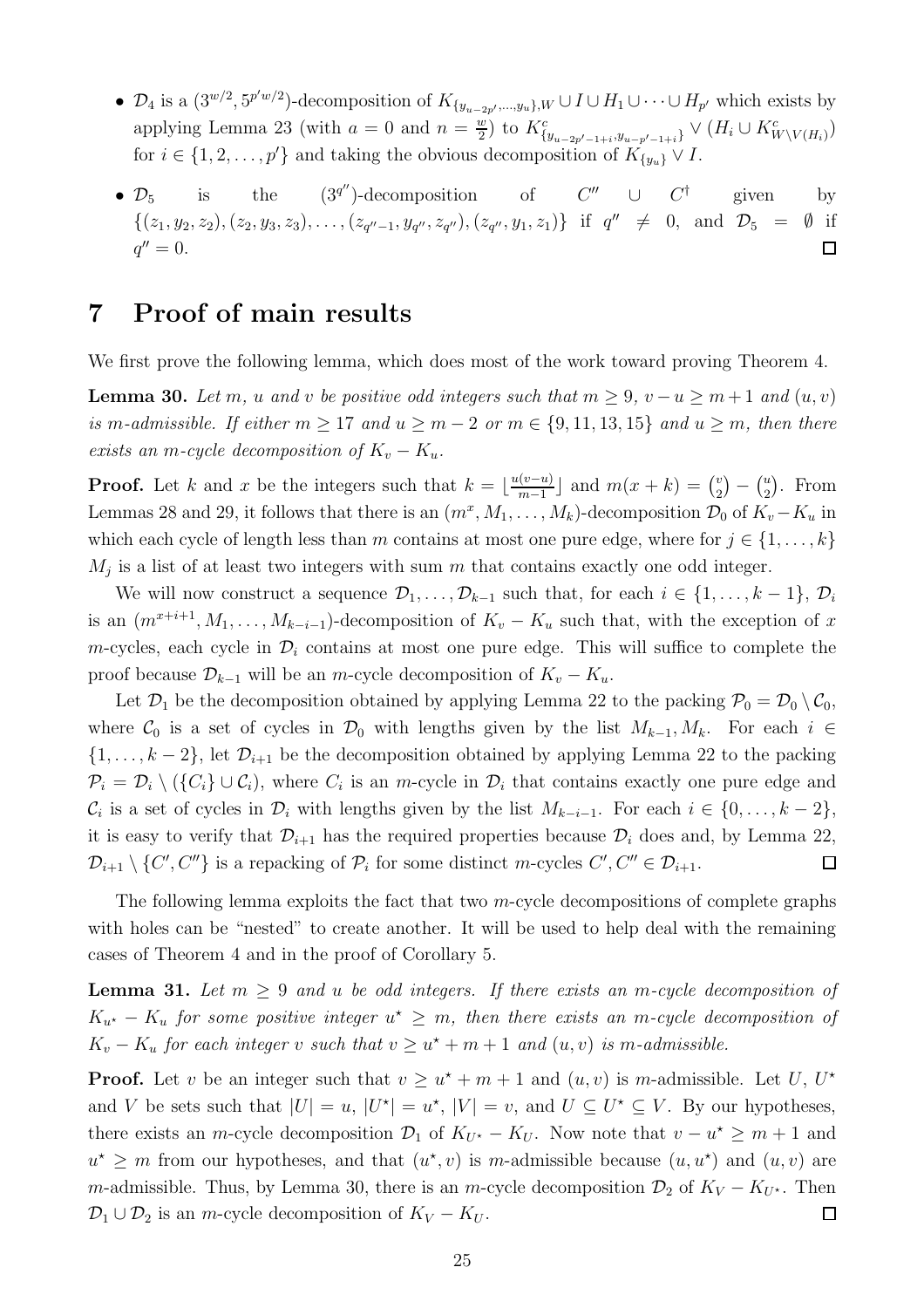- $\mathcal{D}_4$ is a $(3^{w/2}, 5^{p'w/2})$-decomposition of $K_{\{y_{u-2p'},\ldots,y_u\},W} \cup I \cup H_1 \cup \cdots \cup H_{p'}$ which exists by applying Lemma 23 (with $a = 0$ and $n = \frac{w}{2}$) to $K^c_{\{y_{u-2p'-1+i}, y_{u-p'-1+i}\}} \vee (H_i \cup K^c_{W \setminus V(H_i)})$ for $i \in \{1, 2, \ldots, p'\}$ and taking the obvious decomposition of $K_{\{y_u\}} \vee I$.
- $\mathcal{D}_5$ is the $(3^{q''})$-decomposition of $C'' \cup C^\dagger$ given by $\{(z_1, y_2, z_2), (z_2, y_3, z_3), \ldots, (z_{q''-1}, y_{q''}, z_{q''}), (z_{q''}, y_1, z_1)\}$ if $q'' \neq 0$, and $\mathcal{D}_5 = \emptyset$ if $q'' = 0$. $\square$

## 7 Proof of main results

We first prove the following lemma, which does most of the work toward proving Theorem 4.

**Lemma 30.** *Let $m$, $u$ and $v$ be positive odd integers such that $m \geq 9$, $v - u \geq m + 1$ and $(u, v)$ is $m$-admissible. If either $m \geq 17$ and $u \geq m - 2$ or $m \in \{9, 11, 13, 15\}$ and $u \geq m$, then there exists an $m$-cycle decomposition of $K_v - K_u$.*

**Proof.** Let $k$ and $x$ be the integers such that $k = \lfloor \frac{u(v-u)}{m-1} \rfloor$ and $m(x + k) = \binom{v}{2} - \binom{u}{2}$. From Lemmas 28 and 29, it follows that there is an $(m^x, M_1, \ldots, M_k)$-decomposition $\mathcal{D}_0$ of $K_v - K_u$ in which each cycle of length less than $m$ contains at most one pure edge, where for $j \in \{1, \ldots, k\}$ $M_j$ is a list of at least two integers with sum $m$ that contains exactly one odd integer.

We will now construct a sequence $\mathcal{D}_1, \ldots, \mathcal{D}_{k-1}$ such that, for each $i \in \{1, \ldots, k-1\}$, $\mathcal{D}_i$ is an $(m^{x+i+1}, M_1, \ldots, M_{k-i-1})$-decomposition of $K_v - K_u$ such that, with the exception of $x$ $m$-cycles, each cycle in $\mathcal{D}_i$ contains at most one pure edge. This will suffice to complete the proof because $\mathcal{D}_{k-1}$ will be an $m$-cycle decomposition of $K_v - K_u$.

Let $\mathcal{D}_1$ be the decomposition obtained by applying Lemma 22 to the packing $\mathcal{P}_0 = \mathcal{D}_0 \setminus \mathcal{C}_0$, where $\mathcal{C}_0$ is a set of cycles in $\mathcal{D}_0$ with lengths given by the list $M_{k-1}, M_k$. For each $i \in \{1, \ldots, k-2\}$, let $\mathcal{D}_{i+1}$ be the decomposition obtained by applying Lemma 22 to the packing $\mathcal{P}_i = \mathcal{D}_i \setminus (\{C_i\} \cup \mathcal{C}_i)$, where $C_i$ is an $m$-cycle in $\mathcal{D}_i$ that contains exactly one pure edge and $\mathcal{C}_i$ is a set of cycles in $\mathcal{D}_i$ with lengths given by the list $M_{k-i-1}$. For each $i \in \{0, \ldots, k-2\}$, it is easy to verify that $\mathcal{D}_{i+1}$ has the required properties because $\mathcal{D}_i$ does and, by Lemma 22, $\mathcal{D}_{i+1} \setminus \{C', C''\}$ is a repacking of $\mathcal{P}_i$ for some distinct $m$-cycles $C', C'' \in \mathcal{D}_{i+1}$. $\square$

The following lemma exploits the fact that two $m$-cycle decompositions of complete graphs with holes can be "nested" to create another. It will be used to help deal with the remaining cases of Theorem 4 and in the proof of Corollary 5.

**Lemma 31.** *Let $m \geq 9$ and $u$ be odd integers. If there exists an $m$-cycle decomposition of $K_{u^\star} - K_u$ for some positive integer $u^\star \geq m$, then there exists an $m$-cycle decomposition of $K_v - K_u$ for each integer $v$ such that $v \geq u^\star + m + 1$ and $(u, v)$ is $m$-admissible.*

**Proof.** Let $v$ be an integer such that $v \geq u^\star + m + 1$ and $(u, v)$ is $m$-admissible. Let $U$, $U^\star$ and $V$ be sets such that $|U| = u$, $|U^\star| = u^\star$, $|V| = v$, and $U \subseteq U^\star \subseteq V$. By our hypotheses, there exists an $m$-cycle decomposition $\mathcal{D}_1$ of $K_{U^\star} - K_U$. Now note that $v - u^\star \geq m + 1$ and $u^\star \geq m$ from our hypotheses, and that $(u^\star, v)$ is $m$-admissible because $(u, u^\star)$ and $(u, v)$ are $m$-admissible. Thus, by Lemma 30, there is an $m$-cycle decomposition $\mathcal{D}_2$ of $K_V - K_{U^\star}$. Then $\mathcal{D}_1 \cup \mathcal{D}_2$ is an $m$-cycle decomposition of $K_V - K_U$. $\square$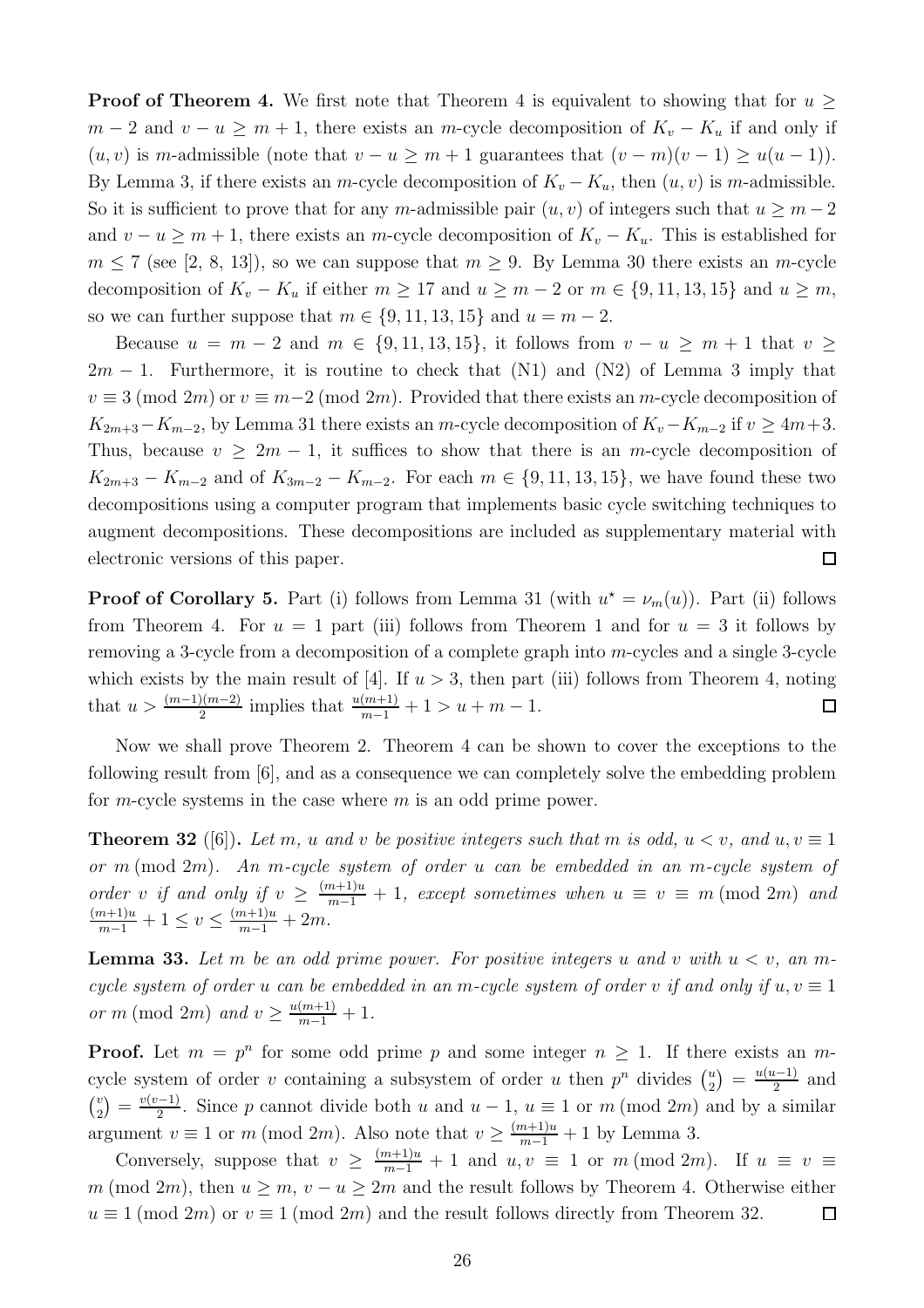**Proof of Theorem 4.** We first note that Theorem 4 is equivalent to showing that for $u \geq m-2$ and $v-u \geq m+1$, there exists an $m$-cycle decomposition of $K_v - K_u$ if and only if $(u,v)$ is $m$-admissible (note that $v-u \geq m+1$ guarantees that $(v-m)(v-1) \geq u(u-1)$). By Lemma 3, if there exists an $m$-cycle decomposition of $K_v - K_u$, then $(u,v)$ is $m$-admissible. So it is sufficient to prove that for any $m$-admissible pair $(u,v)$ of integers such that $u \geq m-2$ and $v-u \geq m+1$, there exists an $m$-cycle decomposition of $K_v - K_u$. This is established for $m \leq 7$ (see [2, 8, 13]), so we can suppose that $m \geq 9$. By Lemma 30 there exists an $m$-cycle decomposition of $K_v - K_u$ if either $m \geq 17$ and $u \geq m-2$ or $m \in \{9, 11, 13, 15\}$ and $u \geq m$, so we can further suppose that $m \in \{9, 11, 13, 15\}$ and $u = m-2$.

Because $u = m-2$ and $m \in \{9, 11, 13, 15\}$, it follows from $v - u \geq m+1$ that $v \geq 2m-1$. Furthermore, it is routine to check that (N1) and (N2) of Lemma 3 imply that $v \equiv 3 \pmod{2m}$ or $v \equiv m-2 \pmod{2m}$. Provided that there exists an $m$-cycle decomposition of $K_{2m+3} - K_{m-2}$, by Lemma 31 there exists an $m$-cycle decomposition of $K_v - K_{m-2}$ if $v \geq 4m+3$. Thus, because $v \geq 2m-1$, it suffices to show that there is an $m$-cycle decomposition of $K_{2m+3} - K_{m-2}$ and of $K_{3m-2} - K_{m-2}$. For each $m \in \{9, 11, 13, 15\}$, we have found these two decompositions using a computer program that implements basic cycle switching techniques to augment decompositions. These decompositions are included as supplementary material with electronic versions of this paper. □

**Proof of Corollary 5.** Part (i) follows from Lemma 31 (with $u^\star = \nu_m(u)$). Part (ii) follows from Theorem 4. For $u = 1$ part (iii) follows from Theorem 1 and for $u = 3$ it follows by removing a 3-cycle from a decomposition of a complete graph into $m$-cycles and a single 3-cycle which exists by the main result of [4]. If $u > 3$, then part (iii) follows from Theorem 4, noting that $u > \frac{(m-1)(m-2)}{2}$ implies that $\frac{u(m+1)}{m-1} + 1 > u + m - 1$. □

Now we shall prove Theorem 2. Theorem 4 can be shown to cover the exceptions to the following result from [6], and as a consequence we can completely solve the embedding problem for $m$-cycle systems in the case where $m$ is an odd prime power.

**Theorem 32** ([6])**.** *Let $m$, $u$ and $v$ be positive integers such that $m$ is odd, $u < v$, and $u, v \equiv 1$ or $m \pmod{2m}$. An $m$-cycle system of order $u$ can be embedded in an $m$-cycle system of order $v$ if and only if $v \geq \frac{(m+1)u}{m-1} + 1$, except sometimes when $u \equiv v \equiv m \pmod{2m}$ and $\frac{(m+1)u}{m-1} + 1 \leq v \leq \frac{(m+1)u}{m-1} + 2m$.*

**Lemma 33.** *Let $m$ be an odd prime power. For positive integers $u$ and $v$ with $u < v$, an $m$-cycle system of order $u$ can be embedded in an $m$-cycle system of order $v$ if and only if $u, v \equiv 1$ or $m \pmod{2m}$ and $v \geq \frac{u(m+1)}{m-1} + 1$.*

**Proof.** Let $m = p^n$ for some odd prime $p$ and some integer $n \geq 1$. If there exists an $m$-cycle system of order $v$ containing a subsystem of order $u$ then $p^n$ divides $\binom{u}{2} = \frac{u(u-1)}{2}$ and $\binom{v}{2} = \frac{v(v-1)}{2}$. Since $p$ cannot divide both $u$ and $u-1$, $u \equiv 1$ or $m \pmod{2m}$ and by a similar argument $v \equiv 1$ or $m \pmod{2m}$. Also note that $v \geq \frac{(m+1)u}{m-1} + 1$ by Lemma 3.

Conversely, suppose that $v \geq \frac{(m+1)u}{m-1} + 1$ and $u, v \equiv 1$ or $m \pmod{2m}$. If $u \equiv v \equiv m \pmod{2m}$, then $u \geq m$, $v - u \geq 2m$ and the result follows by Theorem 4. Otherwise either $u \equiv 1 \pmod{2m}$ or $v \equiv 1 \pmod{2m}$ and the result follows directly from Theorem 32. □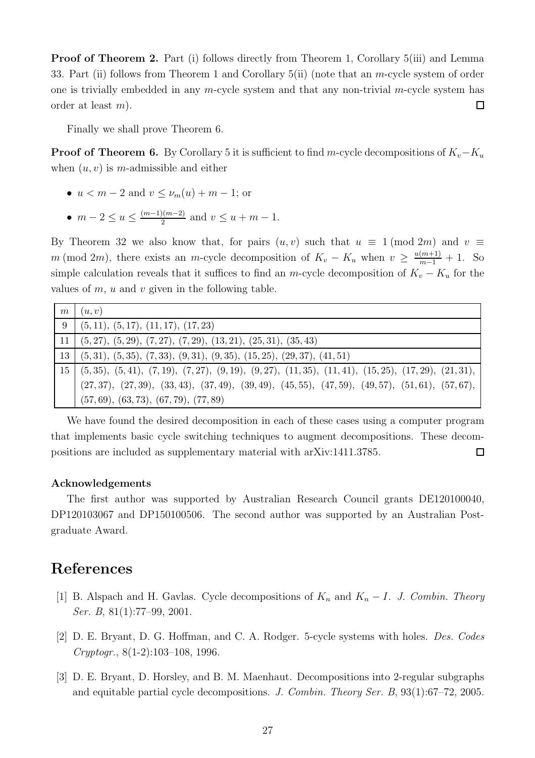**Proof of Theorem 2.** Part (i) follows directly from Theorem 1, Corollary 5(iii) and Lemma 33. Part (ii) follows from Theorem 1 and Corollary 5(ii) (note that an $m$-cycle system of order one is trivially embedded in any $m$-cycle system and that any non-trivial $m$-cycle system has order at least $m$). $\square$

Finally we shall prove Theorem 6.

**Proof of Theorem 6.** By Corollary 5 it is sufficient to find $m$-cycle decompositions of $K_v - K_u$ when $(u, v)$ is $m$-admissible and either

- $u < m - 2$ and $v \leq \nu_m(u) + m - 1$; or
- $m - 2 \leq u \leq \frac{(m-1)(m-2)}{2}$ and $v \leq u + m - 1$.

By Theorem 32 we also know that, for pairs $(u, v)$ such that $u \equiv 1 \pmod{2m}$ and $v \equiv m \pmod{2m}$, there exists an $m$-cycle decomposition of $K_v - K_u$ when $v \geq \frac{u(m+1)}{m-1} + 1$. So simple calculation reveals that it suffices to find an $m$-cycle decomposition of $K_v - K_u$ for the values of $m$, $u$ and $v$ given in the following table.

| $m$ | $(u, v)$ |
|---|---|
| 9 | $(5, 11)$, $(5, 17)$, $(11, 17)$, $(17, 23)$ |
| 11 | $(5, 27)$, $(5, 29)$, $(7, 27)$, $(7, 29)$, $(13, 21)$, $(25, 31)$, $(35, 43)$ |
| 13 | $(5, 31)$, $(5, 35)$, $(7, 33)$, $(9, 31)$, $(9, 35)$, $(15, 25)$, $(29, 37)$, $(41, 51)$ |
| 15 | $(5, 35)$, $(5, 41)$, $(7, 19)$, $(7, 27)$, $(9, 19)$, $(9, 27)$, $(11, 35)$, $(11, 41)$, $(15, 25)$, $(17, 29)$, $(21, 31)$, $(27, 37)$, $(27, 39)$, $(33, 43)$, $(37, 49)$, $(39, 49)$, $(45, 55)$, $(47, 59)$, $(49, 57)$, $(51, 61)$, $(57, 67)$, $(57, 69)$, $(63, 73)$, $(67, 79)$, $(77, 89)$ |

We have found the desired decomposition in each of these cases using a computer program that implements basic cycle switching techniques to augment decompositions. These decompositions are included as supplementary material with arXiv:1411.3785. $\square$

#### Acknowledgements

The first author was supported by Australian Research Council grants DE120100040, DP120103067 and DP150100506. The second author was supported by an Australian Postgraduate Award.

## References

[1] B. Alspach and H. Gavlas. Cycle decompositions of $K_n$ and $K_n - I$. *J. Combin. Theory Ser. B*, 81(1):77–99, 2001.

[2] D. E. Bryant, D. G. Hoffman, and C. A. Rodger. 5-cycle systems with holes. *Des. Codes Cryptogr.*, 8(1-2):103–108, 1996.

[3] D. E. Bryant, D. Horsley, and B. M. Maenhaut. Decompositions into 2-regular subgraphs and equitable partial cycle decompositions. *J. Combin. Theory Ser. B*, 93(1):67–72, 2005.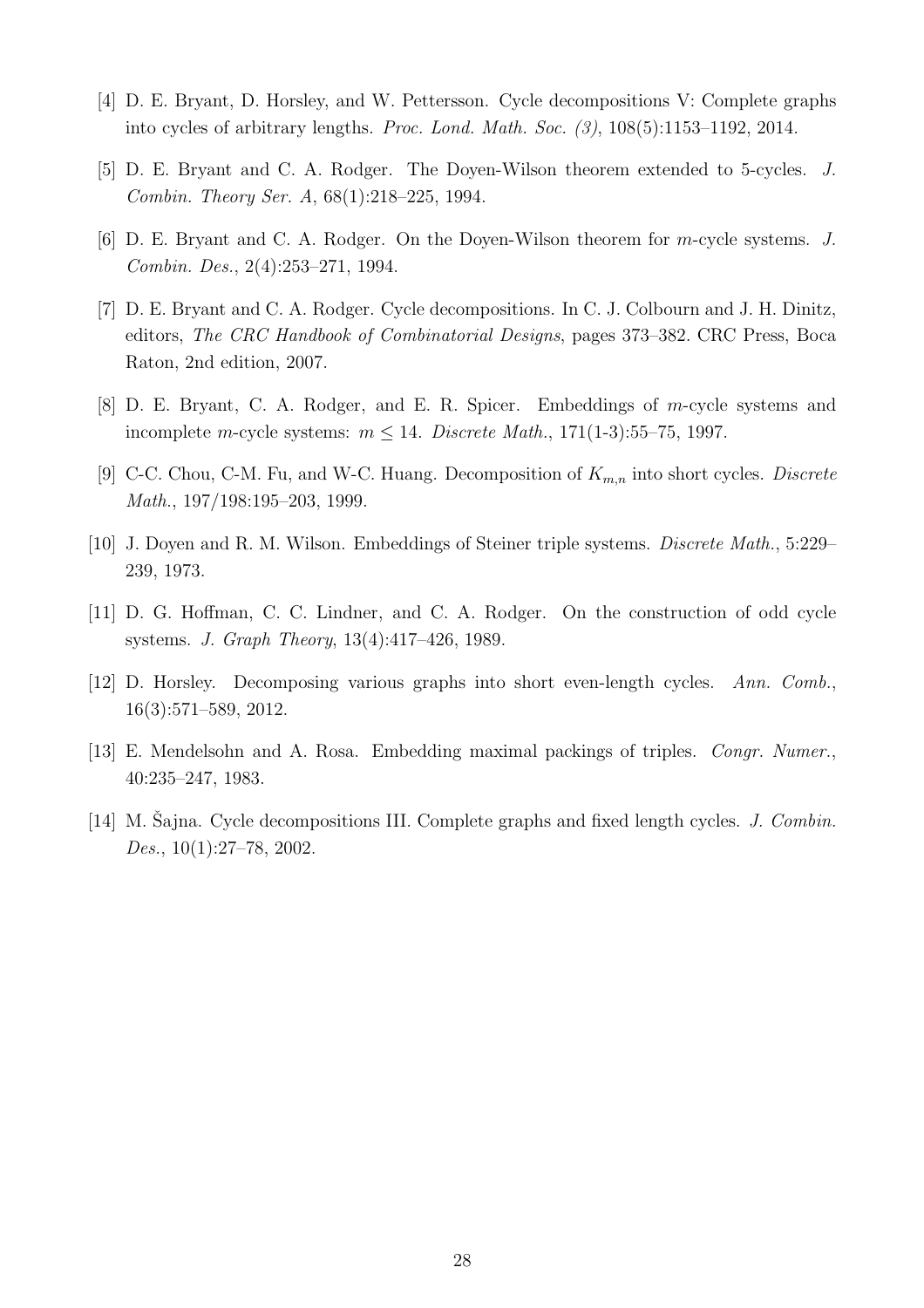[4] D. E. Bryant, D. Horsley, and W. Pettersson. Cycle decompositions V: Complete graphs into cycles of arbitrary lengths. *Proc. Lond. Math. Soc. (3)*, 108(5):1153–1192, 2014.

[5] D. E. Bryant and C. A. Rodger. The Doyen-Wilson theorem extended to 5-cycles. *J. Combin. Theory Ser. A*, 68(1):218–225, 1994.

[6] D. E. Bryant and C. A. Rodger. On the Doyen-Wilson theorem for $m$-cycle systems. *J. Combin. Des.*, 2(4):253–271, 1994.

[7] D. E. Bryant and C. A. Rodger. Cycle decompositions. In C. J. Colbourn and J. H. Dinitz, editors, *The CRC Handbook of Combinatorial Designs*, pages 373–382. CRC Press, Boca Raton, 2nd edition, 2007.

[8] D. E. Bryant, C. A. Rodger, and E. R. Spicer. Embeddings of $m$-cycle systems and incomplete $m$-cycle systems: $m \leq 14$. *Discrete Math.*, 171(1-3):55–75, 1997.

[9] C-C. Chou, C-M. Fu, and W-C. Huang. Decomposition of $K_{m,n}$ into short cycles. *Discrete Math.*, 197/198:195–203, 1999.

[10] J. Doyen and R. M. Wilson. Embeddings of Steiner triple systems. *Discrete Math.*, 5:229–239, 1973.

[11] D. G. Hoffman, C. C. Lindner, and C. A. Rodger. On the construction of odd cycle systems. *J. Graph Theory*, 13(4):417–426, 1989.

[12] D. Horsley. Decomposing various graphs into short even-length cycles. *Ann. Comb.*, 16(3):571–589, 2012.

[13] E. Mendelsohn and A. Rosa. Embedding maximal packings of triples. *Congr. Numer.*, 40:235–247, 1983.

[14] M. Šajna. Cycle decompositions III. Complete graphs and fixed length cycles. *J. Combin. Des.*, 10(1):27–78, 2002.